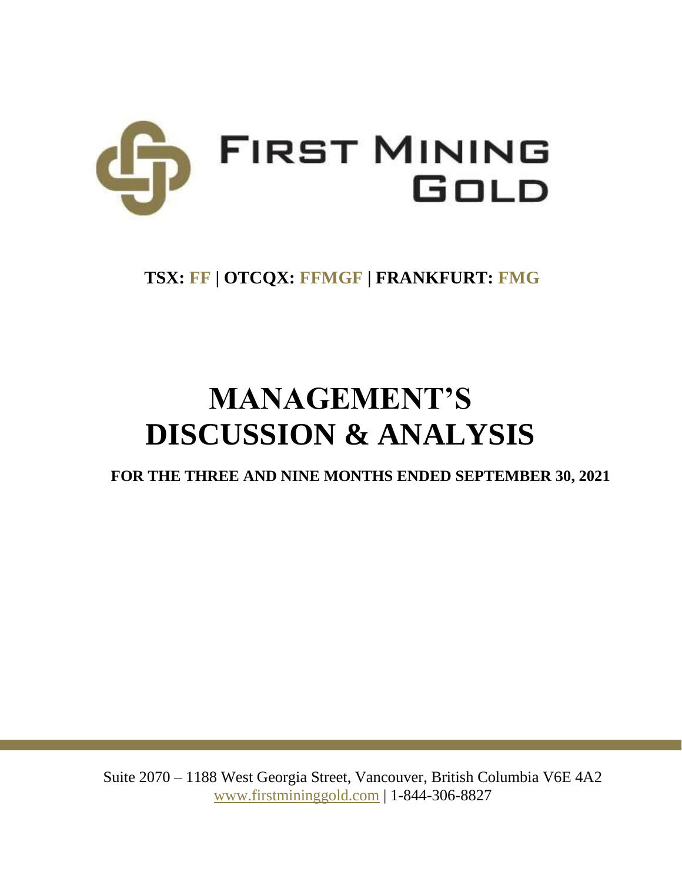# FIRST MINING GOLD

**TSX: FF | OTCQX: FFMGF | FRANKFURT: FMG**

# MANAGEMENT'S DISCUSSION & ANALYSIS

**FOR THE THREE AND NINE MONTHS ENDED SEPTEMBER 30, 2021**

Suite 2070 – 1188 West Georgia Street, Vancouver, British Columbia V6E 4A2
www.firstmininggold.com | 1-844-306-8827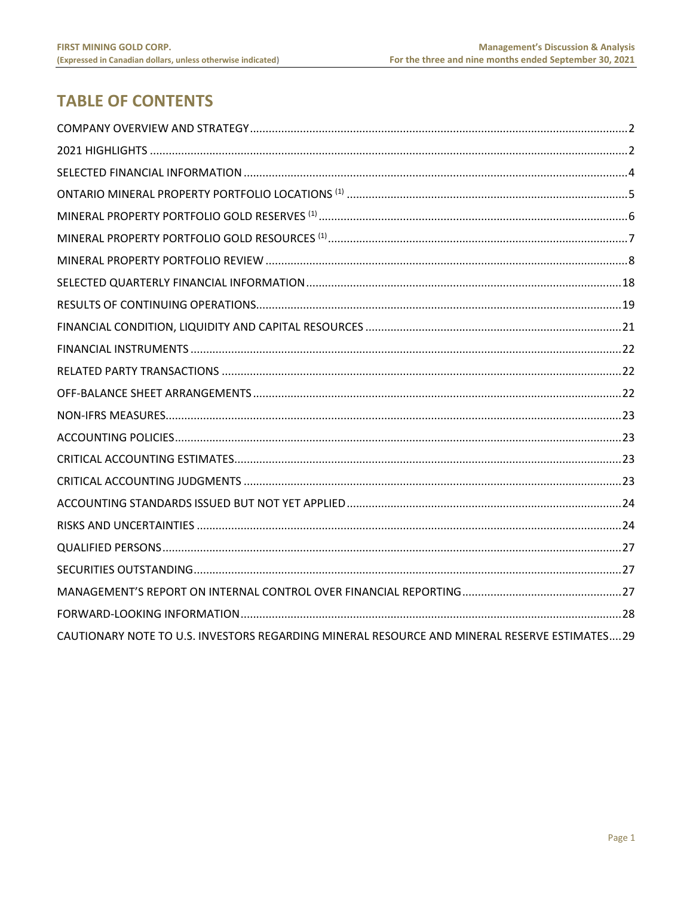# TABLE OF CONTENTS

| | |
|---|---|
| COMPANY OVERVIEW AND STRATEGY | 2 |
| 2021 HIGHLIGHTS | 2 |
| SELECTED FINANCIAL INFORMATION | 4 |
| ONTARIO MINERAL PROPERTY PORTFOLIO LOCATIONS [1] | 5 |
| MINERAL PROPERTY PORTFOLIO GOLD RESERVES [1] | 6 |
| MINERAL PROPERTY PORTFOLIO GOLD RESOURCES [1] | 7 |
| MINERAL PROPERTY PORTFOLIO REVIEW | 8 |
| SELECTED QUARTERLY FINANCIAL INFORMATION | 18 |
| RESULTS OF CONTINUING OPERATIONS | 19 |
| FINANCIAL CONDITION, LIQUIDITY AND CAPITAL RESOURCES | 21 |
| FINANCIAL INSTRUMENTS | 22 |
| RELATED PARTY TRANSACTIONS | 22 |
| OFF-BALANCE SHEET ARRANGEMENTS | 22 |
| NON-IFRS MEASURES | 23 |
| ACCOUNTING POLICIES | 23 |
| CRITICAL ACCOUNTING ESTIMATES | 23 |
| CRITICAL ACCOUNTING JUDGMENTS | 23 |
| ACCOUNTING STANDARDS ISSUED BUT NOT YET APPLIED | 24 |
| RISKS AND UNCERTAINTIES | 24 |
| QUALIFIED PERSONS | 27 |
| SECURITIES OUTSTANDING | 27 |
| MANAGEMENT'S REPORT ON INTERNAL CONTROL OVER FINANCIAL REPORTING | 27 |
| FORWARD-LOOKING INFORMATION | 28 |
| CAUTIONARY NOTE TO U.S. INVESTORS REGARDING MINERAL RESOURCE AND MINERAL RESERVE ESTIMATES | 29 |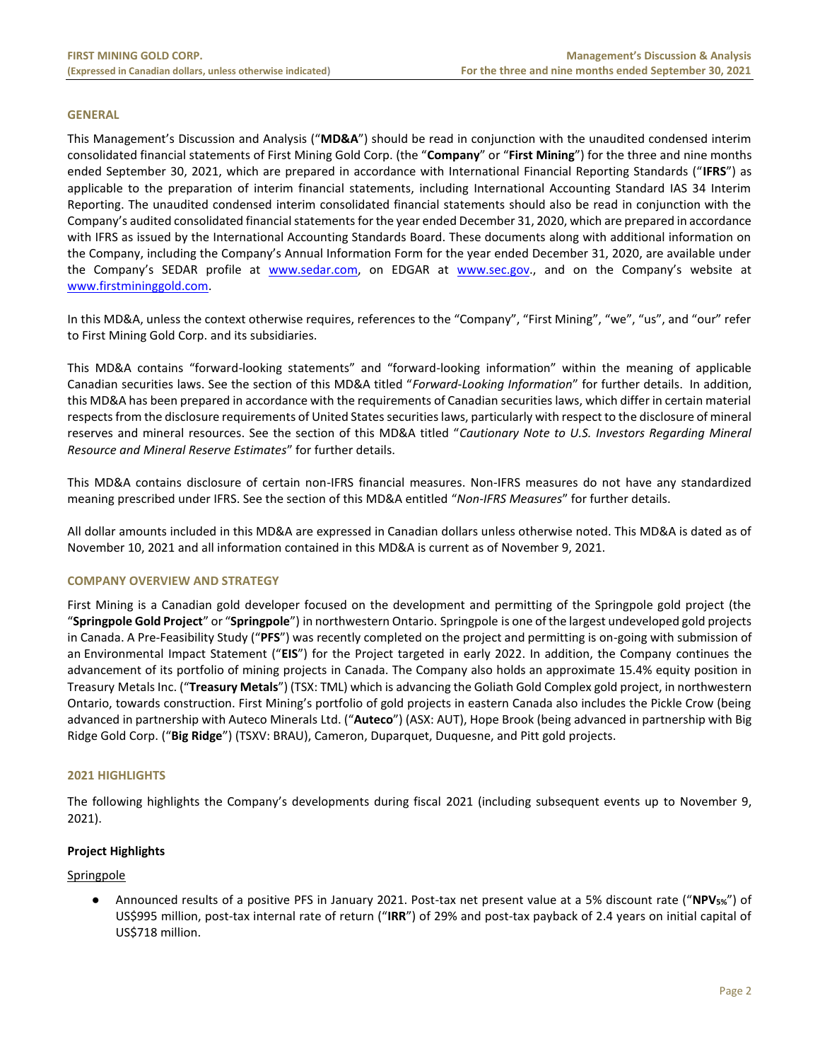## GENERAL

This Management's Discussion and Analysis ("**MD&A**") should be read in conjunction with the unaudited condensed interim consolidated financial statements of First Mining Gold Corp. (the "**Company**" or "**First Mining**") for the three and nine months ended September 30, 2021, which are prepared in accordance with International Financial Reporting Standards ("**IFRS**") as applicable to the preparation of interim financial statements, including International Accounting Standard IAS 34 Interim Reporting. The unaudited condensed interim consolidated financial statements should also be read in conjunction with the Company's audited consolidated financial statements for the year ended December 31, 2020, which are prepared in accordance with IFRS as issued by the International Accounting Standards Board. These documents along with additional information on the Company, including the Company's Annual Information Form for the year ended December 31, 2020, are available under the Company's SEDAR profile at www.sedar.com, on EDGAR at www.sec.gov., and on the Company's website at www.firstmininggold.com.

In this MD&A, unless the context otherwise requires, references to the "Company", "First Mining", "we", "us", and "our" refer to First Mining Gold Corp. and its subsidiaries.

This MD&A contains "forward-looking statements" and "forward-looking information" within the meaning of applicable Canadian securities laws. See the section of this MD&A titled "*Forward-Looking Information*" for further details. In addition, this MD&A has been prepared in accordance with the requirements of Canadian securities laws, which differ in certain material respects from the disclosure requirements of United States securities laws, particularly with respect to the disclosure of mineral reserves and mineral resources. See the section of this MD&A titled "*Cautionary Note to U.S. Investors Regarding Mineral Resource and Mineral Reserve Estimates*" for further details.

This MD&A contains disclosure of certain non-IFRS financial measures. Non-IFRS measures do not have any standardized meaning prescribed under IFRS. See the section of this MD&A entitled "*Non-IFRS Measures*" for further details.

All dollar amounts included in this MD&A are expressed in Canadian dollars unless otherwise noted. This MD&A is dated as of November 10, 2021 and all information contained in this MD&A is current as of November 9, 2021.

## COMPANY OVERVIEW AND STRATEGY

First Mining is a Canadian gold developer focused on the development and permitting of the Springpole gold project (the "**Springpole Gold Project**" or "**Springpole**") in northwestern Ontario. Springpole is one of the largest undeveloped gold projects in Canada. A Pre-Feasibility Study ("**PFS**") was recently completed on the project and permitting is on-going with submission of an Environmental Impact Statement ("**EIS**") for the Project targeted in early 2022. In addition, the Company continues the advancement of its portfolio of mining projects in Canada. The Company also holds an approximate 15.4% equity position in Treasury Metals Inc. ("**Treasury Metals**") (TSX: TML) which is advancing the Goliath Gold Complex gold project, in northwestern Ontario, towards construction. First Mining's portfolio of gold projects in eastern Canada also includes the Pickle Crow (being advanced in partnership with Auteco Minerals Ltd. ("**Auteco**") (ASX: AUT), Hope Brook (being advanced in partnership with Big Ridge Gold Corp. ("**Big Ridge**") (TSXV: BRAU), Cameron, Duparquet, Duquesne, and Pitt gold projects.

## 2021 HIGHLIGHTS

The following highlights the Company's developments during fiscal 2021 (including subsequent events up to November 9, 2021).

### Project Highlights

Springpole

- Announced results of a positive PFS in January 2021. Post-tax net present value at a 5% discount rate ("**NPV$_{5\%}$**") of US$995 million, post-tax internal rate of return ("**IRR**") of 29% and post-tax payback of 2.4 years on initial capital of US$718 million.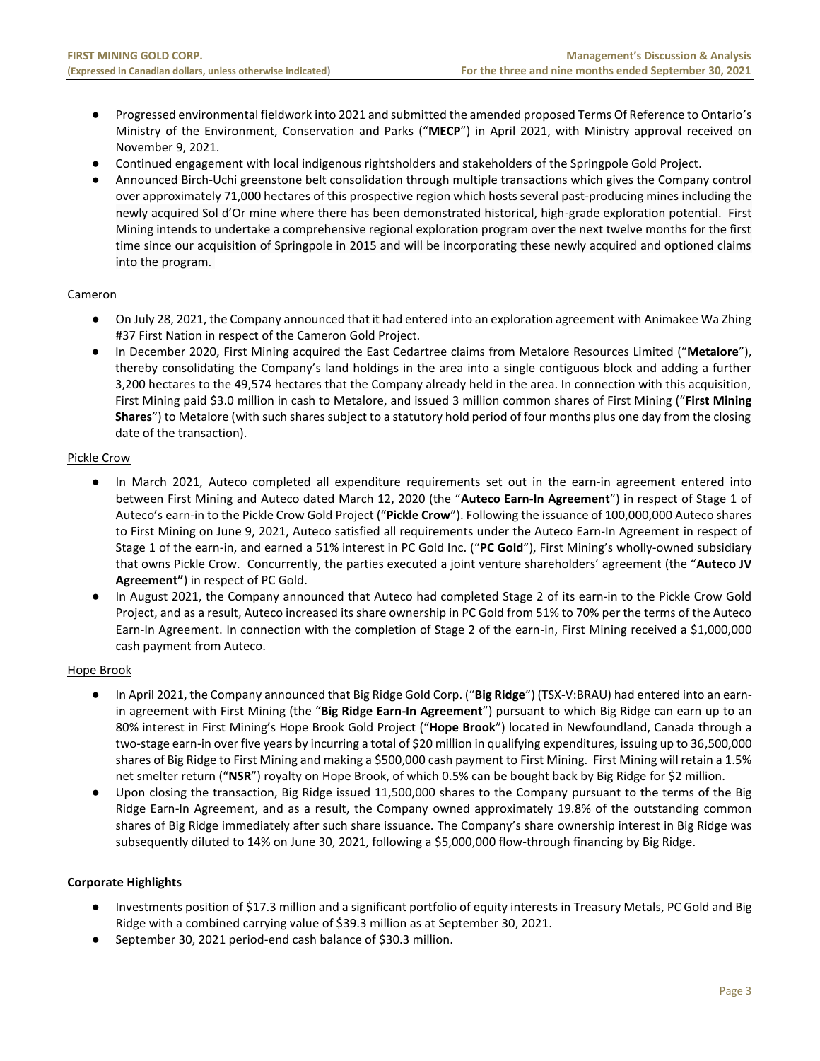- Progressed environmental fieldwork into 2021 and submitted the amended proposed Terms Of Reference to Ontario's Ministry of the Environment, Conservation and Parks ("**MECP**") in April 2021, with Ministry approval received on November 9, 2021.
- Continued engagement with local indigenous rightsholders and stakeholders of the Springpole Gold Project.
- Announced Birch-Uchi greenstone belt consolidation through multiple transactions which gives the Company control over approximately 71,000 hectares of this prospective region which hosts several past-producing mines including the newly acquired Sol d'Or mine where there has been demonstrated historical, high-grade exploration potential. First Mining intends to undertake a comprehensive regional exploration program over the next twelve months for the first time since our acquisition of Springpole in 2015 and will be incorporating these newly acquired and optioned claims into the program.

Cameron

- On July 28, 2021, the Company announced that it had entered into an exploration agreement with Animakee Wa Zhing #37 First Nation in respect of the Cameron Gold Project.
- In December 2020, First Mining acquired the East Cedartree claims from Metalore Resources Limited ("**Metalore**"), thereby consolidating the Company's land holdings in the area into a single contiguous block and adding a further 3,200 hectares to the 49,574 hectares that the Company already held in the area. In connection with this acquisition, First Mining paid $3.0 million in cash to Metalore, and issued 3 million common shares of First Mining ("**First Mining Shares**") to Metalore (with such shares subject to a statutory hold period of four months plus one day from the closing date of the transaction).

Pickle Crow

- In March 2021, Auteco completed all expenditure requirements set out in the earn-in agreement entered into between First Mining and Auteco dated March 12, 2020 (the "**Auteco Earn-In Agreement**") in respect of Stage 1 of Auteco's earn-in to the Pickle Crow Gold Project ("**Pickle Crow**"). Following the issuance of 100,000,000 Auteco shares to First Mining on June 9, 2021, Auteco satisfied all requirements under the Auteco Earn-In Agreement in respect of Stage 1 of the earn-in, and earned a 51% interest in PC Gold Inc. ("**PC Gold**"), First Mining's wholly-owned subsidiary that owns Pickle Crow. Concurrently, the parties executed a joint venture shareholders' agreement (the "**Auteco JV Agreement"**) in respect of PC Gold.
- In August 2021, the Company announced that Auteco had completed Stage 2 of its earn-in to the Pickle Crow Gold Project, and as a result, Auteco increased its share ownership in PC Gold from 51% to 70% per the terms of the Auteco Earn-In Agreement. In connection with the completion of Stage 2 of the earn-in, First Mining received a $1,000,000 cash payment from Auteco.

Hope Brook

- In April 2021, the Company announced that Big Ridge Gold Corp. ("**Big Ridge**") (TSX-V:BRAU) had entered into an earn-in agreement with First Mining (the "**Big Ridge Earn-In Agreement**") pursuant to which Big Ridge can earn up to an 80% interest in First Mining's Hope Brook Gold Project ("**Hope Brook**") located in Newfoundland, Canada through a two-stage earn-in over five years by incurring a total of $20 million in qualifying expenditures, issuing up to 36,500,000 shares of Big Ridge to First Mining and making a $500,000 cash payment to First Mining. First Mining will retain a 1.5% net smelter return ("**NSR**") royalty on Hope Brook, of which 0.5% can be bought back by Big Ridge for $2 million.
- Upon closing the transaction, Big Ridge issued 11,500,000 shares to the Company pursuant to the terms of the Big Ridge Earn-In Agreement, and as a result, the Company owned approximately 19.8% of the outstanding common shares of Big Ridge immediately after such share issuance. The Company's share ownership interest in Big Ridge was subsequently diluted to 14% on June 30, 2021, following a $5,000,000 flow-through financing by Big Ridge.

**Corporate Highlights**

- Investments position of $17.3 million and a significant portfolio of equity interests in Treasury Metals, PC Gold and Big Ridge with a combined carrying value of $39.3 million as at September 30, 2021.
- September 30, 2021 period-end cash balance of $30.3 million.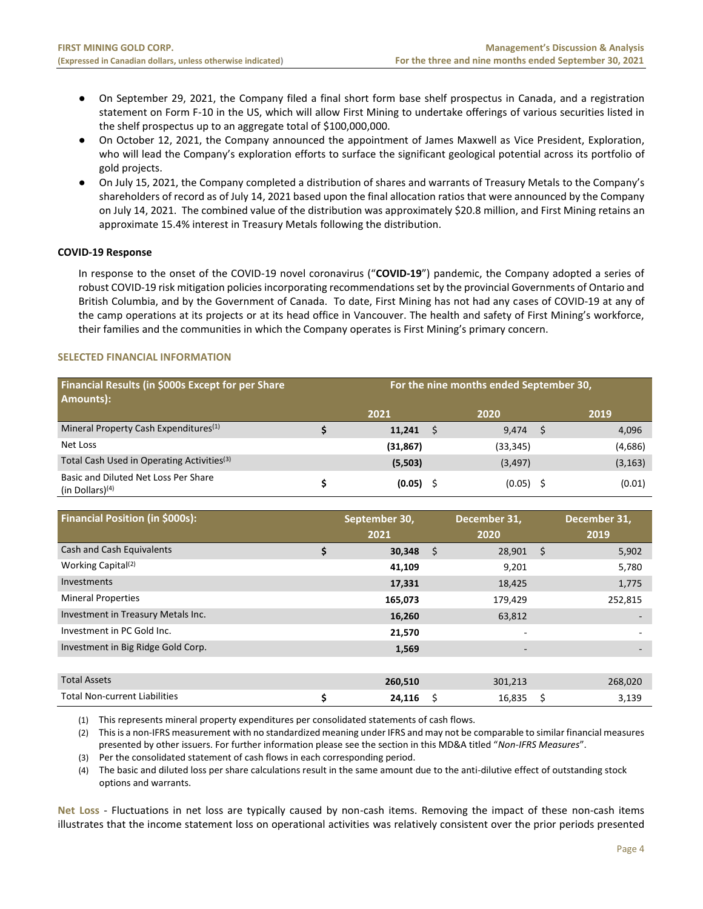- On September 29, 2021, the Company filed a final short form base shelf prospectus in Canada, and a registration statement on Form F-10 in the US, which will allow First Mining to undertake offerings of various securities listed in the shelf prospectus up to an aggregate total of $100,000,000.
- On October 12, 2021, the Company announced the appointment of James Maxwell as Vice President, Exploration, who will lead the Company's exploration efforts to surface the significant geological potential across its portfolio of gold projects.
- On July 15, 2021, the Company completed a distribution of shares and warrants of Treasury Metals to the Company's shareholders of record as of July 14, 2021 based upon the final allocation ratios that were announced by the Company on July 14, 2021. The combined value of the distribution was approximately $20.8 million, and First Mining retains an approximate 15.4% interest in Treasury Metals following the distribution.

**COVID-19 Response**

In response to the onset of the COVID-19 novel coronavirus ("**COVID-19**") pandemic, the Company adopted a series of robust COVID-19 risk mitigation policies incorporating recommendations set by the provincial Governments of Ontario and British Columbia, and by the Government of Canada. To date, First Mining has not had any cases of COVID-19 at any of the camp operations at its projects or at its head office in Vancouver. The health and safety of First Mining's workforce, their families and the communities in which the Company operates is First Mining's primary concern.

## SELECTED FINANCIAL INFORMATION

| Financial Results (in $000s Except for per Share Amounts): | For the nine months ended September 30, | | |
|---|---|---|---|
| | 2021 | 2020 | 2019 |
| Mineral Property Cash Expenditures[1] | $ 11,241 | $ 9,474 | $ 4,096 |
| Net Loss | (31,867) | (33,345) | (4,686) |
| Total Cash Used in Operating Activities[3] | (5,503) | (3,497) | (3,163) |
| Basic and Diluted Net Loss Per Share (in Dollars)[4] | $ (0.05) | $ (0.05) | $ (0.01) |

| Financial Position (in $000s): | September 30, 2021 | December 31, 2020 | December 31, 2019 |
|---|---|---|---|
| Cash and Cash Equivalents | $ 30,348 | $ 28,901 | $ 5,902 |
| Working Capital[2] | 41,109 | 9,201 | 5,780 |
| Investments | 17,331 | 18,425 | 1,775 |
| Mineral Properties | 165,073 | 179,429 | 252,815 |
| Investment in Treasury Metals Inc. | 16,260 | 63,812 | - |
| Investment in PC Gold Inc. | 21,570 | - | - |
| Investment in Big Ridge Gold Corp. | 1,569 | - | - |
| | | | |
| Total Assets | 260,510 | 301,213 | 268,020 |
| Total Non-current Liabilities | $ 24,116 | $ 16,835 | $ 3,139 |

(1) This represents mineral property expenditures per consolidated statements of cash flows.

(2) This is a non-IFRS measurement with no standardized meaning under IFRS and may not be comparable to similar financial measures presented by other issuers. For further information please see the section in this MD&A titled "*Non-IFRS Measures*".

(3) Per the consolidated statement of cash flows in each corresponding period.

(4) The basic and diluted loss per share calculations result in the same amount due to the anti-dilutive effect of outstanding stock options and warrants.

**Net Loss** - Fluctuations in net loss are typically caused by non-cash items. Removing the impact of these non-cash items illustrates that the income statement loss on operational activities was relatively consistent over the prior periods presented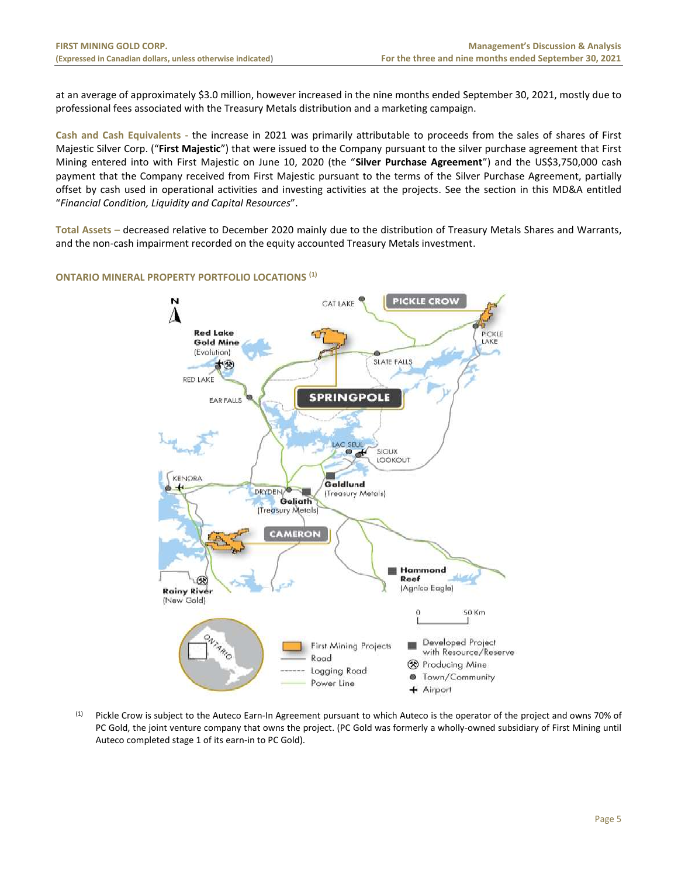at an average of approximately $3.0 million, however increased in the nine months ended September 30, 2021, mostly due to professional fees associated with the Treasury Metals distribution and a marketing campaign.

**Cash and Cash Equivalents -** the increase in 2021 was primarily attributable to proceeds from the sales of shares of First Majestic Silver Corp. ("**First Majestic**") that were issued to the Company pursuant to the silver purchase agreement that First Mining entered into with First Majestic on June 10, 2020 (the "**Silver Purchase Agreement**") and the US$3,750,000 cash payment that the Company received from First Majestic pursuant to the terms of the Silver Purchase Agreement, partially offset by cash used in operational activities and investing activities at the projects. See the section in this MD&A entitled "*Financial Condition, Liquidity and Capital Resources*".

**Total Assets –** decreased relative to December 2020 mainly due to the distribution of Treasury Metals Shares and Warrants, and the non-cash impairment recorded on the equity accounted Treasury Metals investment.

## ONTARIO MINERAL PROPERTY PORTFOLIO LOCATIONS [(1)]

(1) Pickle Crow is subject to the Auteco Earn-In Agreement pursuant to which Auteco is the operator of the project and owns 70% of PC Gold, the joint venture company that owns the project. (PC Gold was formerly a wholly-owned subsidiary of First Mining until Auteco completed stage 1 of its earn-in to PC Gold).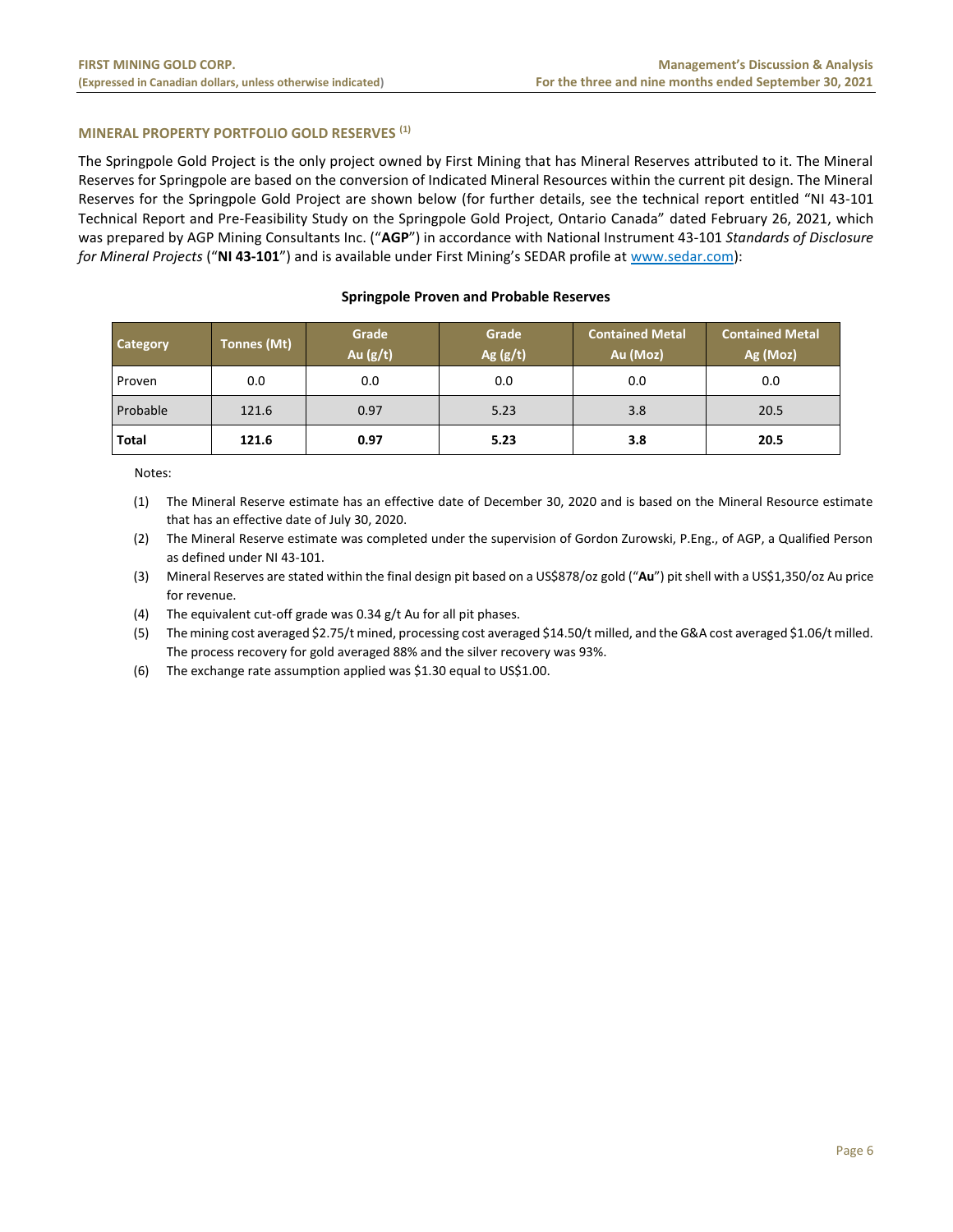## MINERAL PROPERTY PORTFOLIO GOLD RESERVES [(1)]

The Springpole Gold Project is the only project owned by First Mining that has Mineral Reserves attributed to it. The Mineral Reserves for Springpole are based on the conversion of Indicated Mineral Resources within the current pit design. The Mineral Reserves for the Springpole Gold Project are shown below (for further details, see the technical report entitled "NI 43-101 Technical Report and Pre-Feasibility Study on the Springpole Gold Project, Ontario Canada" dated February 26, 2021, which was prepared by AGP Mining Consultants Inc. ("**AGP**") in accordance with National Instrument 43-101 *Standards of Disclosure for Mineral Projects* ("**NI 43-101**") and is available under First Mining's SEDAR profile at www.sedar.com):

**Springpole Proven and Probable Reserves**

| Category | Tonnes (Mt) | Grade Au (g/t) | Grade Ag (g/t) | Contained Metal Au (Moz) | Contained Metal Ag (Moz) |
|---|---|---|---|---|---|
| Proven | 0.0 | 0.0 | 0.0 | 0.0 | 0.0 |
| Probable | 121.6 | 0.97 | 5.23 | 3.8 | 20.5 |
| **Total** | **121.6** | **0.97** | **5.23** | **3.8** | **20.5** |

Notes:

1. The Mineral Reserve estimate has an effective date of December 30, 2020 and is based on the Mineral Resource estimate that has an effective date of July 30, 2020.
2. The Mineral Reserve estimate was completed under the supervision of Gordon Zurowski, P.Eng., of AGP, a Qualified Person as defined under NI 43-101.
3. Mineral Reserves are stated within the final design pit based on a US$878/oz gold ("**Au**") pit shell with a US$1,350/oz Au price for revenue.
4. The equivalent cut-off grade was 0.34 g/t Au for all pit phases.
5. The mining cost averaged $2.75/t mined, processing cost averaged $14.50/t milled, and the G&A cost averaged $1.06/t milled. The process recovery for gold averaged 88% and the silver recovery was 93%.
6. The exchange rate assumption applied was $1.30 equal to US$1.00.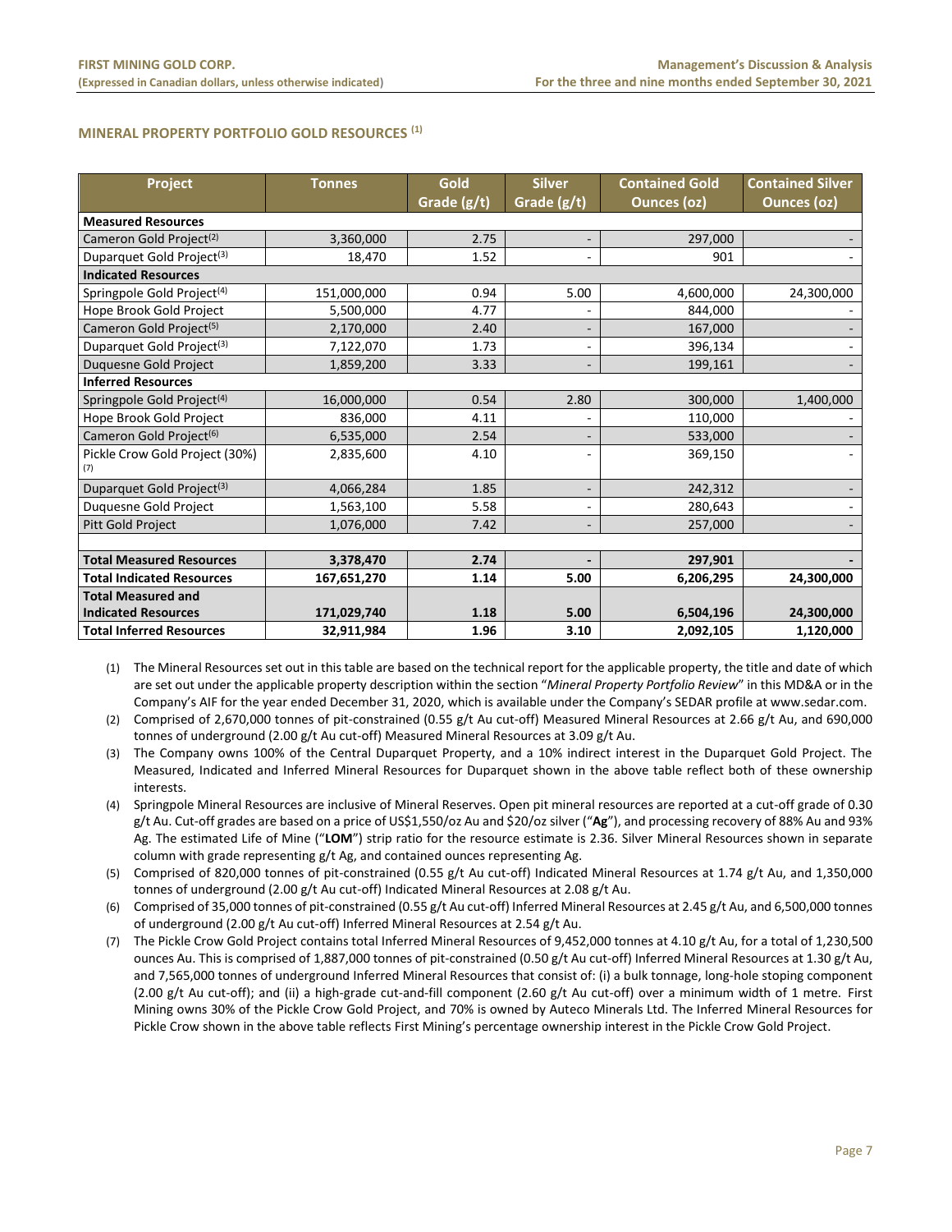## MINERAL PROPERTY PORTFOLIO GOLD RESOURCES [(1)]

| Project | Tonnes | Gold Grade (g/t) | Silver Grade (g/t) | Contained Gold Ounces (oz) | Contained Silver Ounces (oz) |
|---|---|---|---|---|---|
| **Measured Resources** | | | | | |
| Cameron Gold Project[(2)] | 3,360,000 | 2.75 | - | 297,000 | - |
| Duparquet Gold Project[(3)] | 18,470 | 1.52 | - | 901 | - |
| **Indicated Resources** | | | | | |
| Springpole Gold Project[(4)] | 151,000,000 | 0.94 | 5.00 | 4,600,000 | 24,300,000 |
| Hope Brook Gold Project | 5,500,000 | 4.77 | - | 844,000 | - |
| Cameron Gold Project[(5)] | 2,170,000 | 2.40 | - | 167,000 | - |
| Duparquet Gold Project[(3)] | 7,122,070 | 1.73 | - | 396,134 | - |
| Duquesne Gold Project | 1,859,200 | 3.33 | - | 199,161 | - |
| **Inferred Resources** | | | | | |
| Springpole Gold Project[(4)] | 16,000,000 | 0.54 | 2.80 | 300,000 | 1,400,000 |
| Hope Brook Gold Project | 836,000 | 4.11 | - | 110,000 | - |
| Cameron Gold Project[(6)] | 6,535,000 | 2.54 | - | 533,000 | - |
| Pickle Crow Gold Project (30%)[(7)] | 2,835,600 | 4.10 | - | 369,150 | - |
| Duparquet Gold Project[(3)] | 4,066,284 | 1.85 | - | 242,312 | - |
| Duquesne Gold Project | 1,563,100 | 5.58 | - | 280,643 | - |
| Pitt Gold Project | 1,076,000 | 7.42 | - | 257,000 | - |
| | | | | | |
| **Total Measured Resources** | **3,378,470** | **2.74** | **-** | **297,901** | **-** |
| **Total Indicated Resources** | **167,651,270** | **1.14** | **5.00** | **6,206,295** | **24,300,000** |
| **Total Measured and Indicated Resources** | **171,029,740** | **1.18** | **5.00** | **6,504,196** | **24,300,000** |
| **Total Inferred Resources** | **32,911,984** | **1.96** | **3.10** | **2,092,105** | **1,120,000** |

(1) The Mineral Resources set out in this table are based on the technical report for the applicable property, the title and date of which are set out under the applicable property description within the section "*Mineral Property Portfolio Review*" in this MD&A or in the Company's AIF for the year ended December 31, 2020, which is available under the Company's SEDAR profile at www.sedar.com.

(2) Comprised of 2,670,000 tonnes of pit-constrained (0.55 g/t Au cut-off) Measured Mineral Resources at 2.66 g/t Au, and 690,000 tonnes of underground (2.00 g/t Au cut-off) Measured Mineral Resources at 3.09 g/t Au.

(3) The Company owns 100% of the Central Duparquet Property, and a 10% indirect interest in the Duparquet Gold Project. The Measured, Indicated and Inferred Mineral Resources for Duparquet shown in the above table reflect both of these ownership interests.

(4) Springpole Mineral Resources are inclusive of Mineral Reserves. Open pit mineral resources are reported at a cut-off grade of 0.30 g/t Au. Cut-off grades are based on a price of US$1,550/oz Au and $20/oz silver ("**Ag**"), and processing recovery of 88% Au and 93% Ag. The estimated Life of Mine ("**LOM**") strip ratio for the resource estimate is 2.36. Silver Mineral Resources shown in separate column with grade representing g/t Ag, and contained ounces representing Ag.

(5) Comprised of 820,000 tonnes of pit-constrained (0.55 g/t Au cut-off) Indicated Mineral Resources at 1.74 g/t Au, and 1,350,000 tonnes of underground (2.00 g/t Au cut-off) Indicated Mineral Resources at 2.08 g/t Au.

(6) Comprised of 35,000 tonnes of pit-constrained (0.55 g/t Au cut-off) Inferred Mineral Resources at 2.45 g/t Au, and 6,500,000 tonnes of underground (2.00 g/t Au cut-off) Inferred Mineral Resources at 2.54 g/t Au.

(7) The Pickle Crow Gold Project contains total Inferred Mineral Resources of 9,452,000 tonnes at 4.10 g/t Au, for a total of 1,230,500 ounces Au. This is comprised of 1,887,000 tonnes of pit-constrained (0.50 g/t Au cut-off) Inferred Mineral Resources at 1.30 g/t Au, and 7,565,000 tonnes of underground Inferred Mineral Resources that consist of: (i) a bulk tonnage, long-hole stoping component (2.00 g/t Au cut-off); and (ii) a high-grade cut-and-fill component (2.60 g/t Au cut-off) over a minimum width of 1 metre. First Mining owns 30% of the Pickle Crow Gold Project, and 70% is owned by Auteco Minerals Ltd. The Inferred Mineral Resources for Pickle Crow shown in the above table reflects First Mining's percentage ownership interest in the Pickle Crow Gold Project.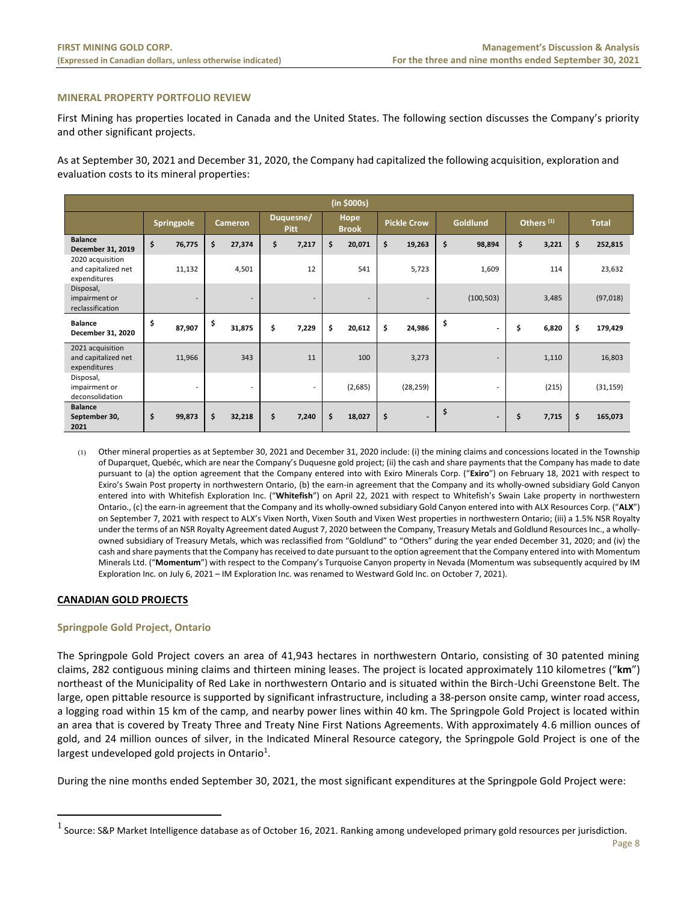## MINERAL PROPERTY PORTFOLIO REVIEW

First Mining has properties located in Canada and the United States. The following section discusses the Company's priority and other significant projects.

As at September 30, 2021 and December 31, 2020, the Company had capitalized the following acquisition, exploration and evaluation costs to its mineral properties:

| (in $000s) | | | | | | | | |
|---|---|---|---|---|---|---|---|---|
| | Springpole | Cameron | Duquesne/ Pitt | Hope Brook | Pickle Crow | Goldlund | Others (1) | Total |
| **Balance December 31, 2019** | $ 76,775 | $ 27,374 | $ 7,217 | $ 20,071 | $ 19,263 | $ 98,894 | $ 3,221 | $ 252,815 |
| 2020 acquisition and capitalized net expenditures | 11,132 | 4,501 | 12 | 541 | 5,723 | 1,609 | 114 | 23,632 |
| Disposal, impairment or reclassification | - | - | - | - | - | (100,503) | 3,485 | (97,018) |
| **Balance December 31, 2020** | $ 87,907 | $ 31,875 | $ 7,229 | $ 20,612 | $ 24,986 | $ - | $ 6,820 | $ 179,429 |
| 2021 acquisition and capitalized net expenditures | 11,966 | 343 | 11 | 100 | 3,273 | - | 1,110 | 16,803 |
| Disposal, impairment or deconsolidation | - | - | - | (2,685) | (28,259) | - | (215) | (31,159) |
| **Balance September 30, 2021** | $ 99,873 | $ 32,218 | $ 7,240 | $ 18,027 | $ - | $ - | $ 7,715 | $ 165,073 |

(1) Other mineral properties as at September 30, 2021 and December 31, 2020 include: (i) the mining claims and concessions located in the Township of Duparquet, Quebéc, which are near the Company's Duquesne gold project; (ii) the cash and share payments that the Company has made to date pursuant to (a) the option agreement that the Company entered into with Exiro Minerals Corp. ("**Exiro**") on February 18, 2021 with respect to Exiro's Swain Post property in northwestern Ontario, (b) the earn-in agreement that the Company and its wholly-owned subsidiary Gold Canyon entered into with Whitefish Exploration Inc. ("**Whitefish**") on April 22, 2021 with respect to Whitefish's Swain Lake property in northwestern Ontario., (c) the earn-in agreement that the Company and its wholly-owned subsidiary Gold Canyon entered into with ALX Resources Corp. ("**ALX**") on September 7, 2021 with respect to ALX's Vixen North, Vixen South and Vixen West properties in northwestern Ontario; (iii) a 1.5% NSR Royalty under the terms of an NSR Royalty Agreement dated August 7, 2020 between the Company, Treasury Metals and Goldlund Resources Inc., a wholly-owned subsidiary of Treasury Metals, which was reclassified from "Goldlund" to "Others" during the year ended December 31, 2020; and (iv) the cash and share payments that the Company has received to date pursuant to the option agreement that the Company entered into with Momentum Minerals Ltd. ("**Momentum**") with respect to the Company's Turquoise Canyon property in Nevada (Momentum was subsequently acquired by IM Exploration Inc. on July 6, 2021 – IM Exploration Inc. was renamed to Westward Gold Inc. on October 7, 2021).

## CANADIAN GOLD PROJECTS

### Springpole Gold Project, Ontario

The Springpole Gold Project covers an area of 41,943 hectares in northwestern Ontario, consisting of 30 patented mining claims, 282 contiguous mining claims and thirteen mining leases. The project is located approximately 110 kilometres ("**km**") northeast of the Municipality of Red Lake in northwestern Ontario and is situated within the Birch-Uchi Greenstone Belt. The large, open pittable resource is supported by significant infrastructure, including a 38-person onsite camp, winter road access, a logging road within 15 km of the camp, and nearby power lines within 40 km. The Springpole Gold Project is located within an area that is covered by Treaty Three and Treaty Nine First Nations Agreements. With approximately 4.6 million ounces of gold, and 24 million ounces of silver, in the Indicated Mineral Resource category, the Springpole Gold Project is one of the largest undeveloped gold projects in Ontario[1].

During the nine months ended September 30, 2021, the most significant expenditures at the Springpole Gold Project were:

[1] Source: S&P Market Intelligence database as of October 16, 2021. Ranking among undeveloped primary gold resources per jurisdiction.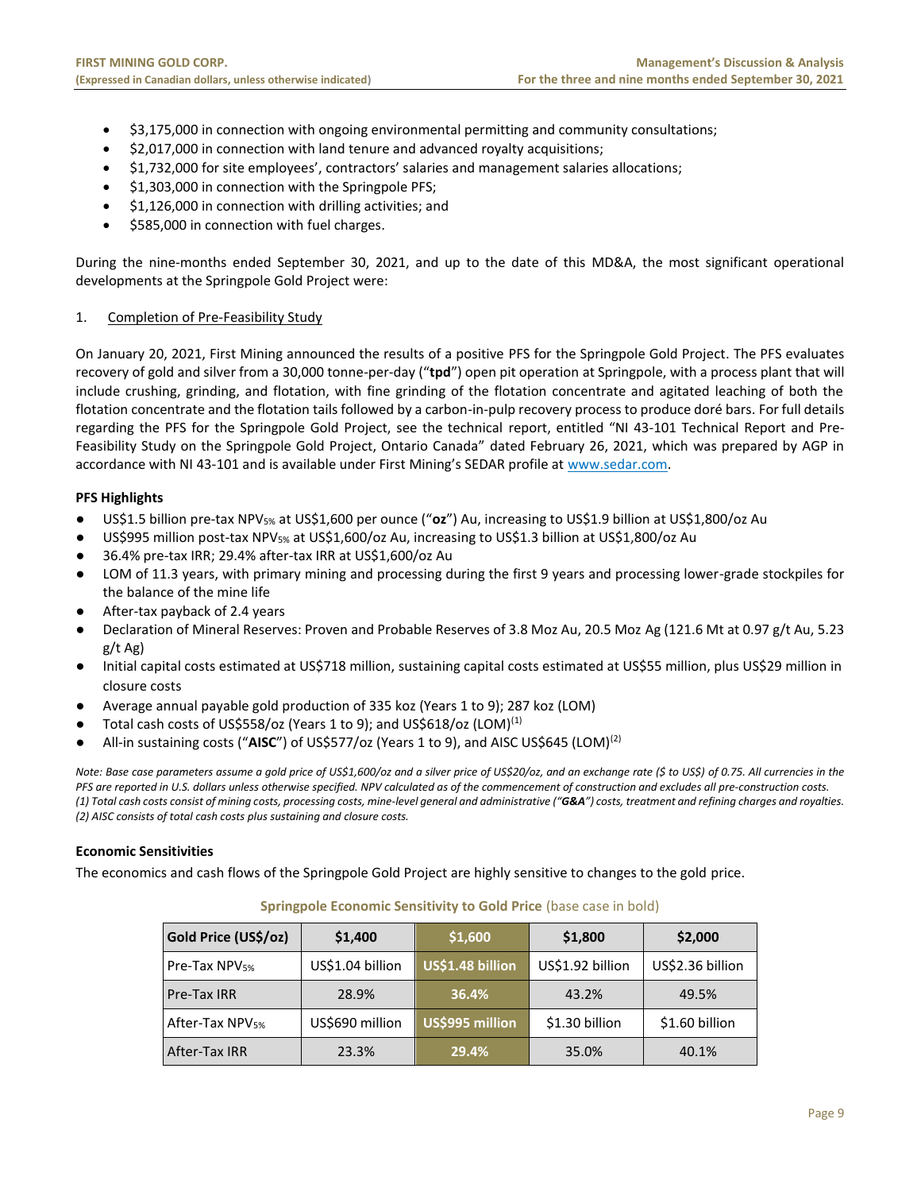- $3,175,000 in connection with ongoing environmental permitting and community consultations;
- $2,017,000 in connection with land tenure and advanced royalty acquisitions;
- $1,732,000 for site employees', contractors' salaries and management salaries allocations;
- $1,303,000 in connection with the Springpole PFS;
- $1,126,000 in connection with drilling activities; and
- $585,000 in connection with fuel charges.

During the nine-months ended September 30, 2021, and up to the date of this MD&A, the most significant operational developments at the Springpole Gold Project were:

1. Completion of Pre-Feasibility Study

On January 20, 2021, First Mining announced the results of a positive PFS for the Springpole Gold Project. The PFS evaluates recovery of gold and silver from a 30,000 tonne-per-day ("**tpd**") open pit operation at Springpole, with a process plant that will include crushing, grinding, and flotation, with fine grinding of the flotation concentrate and agitated leaching of both the flotation concentrate and the flotation tails followed by a carbon-in-pulp recovery process to produce doré bars. For full details regarding the PFS for the Springpole Gold Project, see the technical report, entitled "NI 43-101 Technical Report and Pre-Feasibility Study on the Springpole Gold Project, Ontario Canada" dated February 26, 2021, which was prepared by AGP in accordance with NI 43-101 and is available under First Mining's SEDAR profile at www.sedar.com.

**PFS Highlights**

- US$1.5 billion pre-tax $NPV_{5\%}$ at US$1,600 per ounce ("**oz**") Au, increasing to US$1.9 billion at US$1,800/oz Au
- US$995 million post-tax $NPV_{5\%}$ at US$1,600/oz Au, increasing to US$1.3 billion at US$1,800/oz Au
- 36.4% pre-tax IRR; 29.4% after-tax IRR at US$1,600/oz Au
- LOM of 11.3 years, with primary mining and processing during the first 9 years and processing lower-grade stockpiles for the balance of the mine life
- After-tax payback of 2.4 years
- Declaration of Mineral Reserves: Proven and Probable Reserves of 3.8 Moz Au, 20.5 Moz Ag (121.6 Mt at 0.97 g/t Au, 5.23 g/t Ag)
- Initial capital costs estimated at US$718 million, sustaining capital costs estimated at US$55 million, plus US$29 million in closure costs
- Average annual payable gold production of 335 koz (Years 1 to 9); 287 koz (LOM)
- Total cash costs of US$558/oz (Years 1 to 9); and US$618/oz (LOM)[1]
- All-in sustaining costs ("**AISC**") of US$577/oz (Years 1 to 9), and AISC US$645 (LOM)[2]

*Note: Base case parameters assume a gold price of US$1,600/oz and a silver price of US$20/oz, and an exchange rate ($ to US$) of 0.75. All currencies in the PFS are reported in U.S. dollars unless otherwise specified. NPV calculated as of the commencement of construction and excludes all pre-construction costs.*
*(1) Total cash costs consist of mining costs, processing costs, mine-level general and administrative ("**G&A**") costs, treatment and refining charges and royalties.*
*(2) AISC consists of total cash costs plus sustaining and closure costs.*

**Economic Sensitivities**

The economics and cash flows of the Springpole Gold Project are highly sensitive to changes to the gold price.

**Springpole Economic Sensitivity to Gold Price** (base case in bold)

| Gold Price (US$/oz) | $1,400 | **$1,600** | $1,800 | $2,000 |
|---|---|---|---|---|
| Pre-Tax $NPV_{5\%}$ | US$1.04 billion | **US$1.48 billion** | US$1.92 billion | US$2.36 billion |
| Pre-Tax IRR | 28.9% | **36.4%** | 43.2% | 49.5% |
| After-Tax $NPV_{5\%}$ | US$690 million | **US$995 million** | $1.30 billion | $1.60 billion |
| After-Tax IRR | 23.3% | **29.4%** | 35.0% | 40.1% |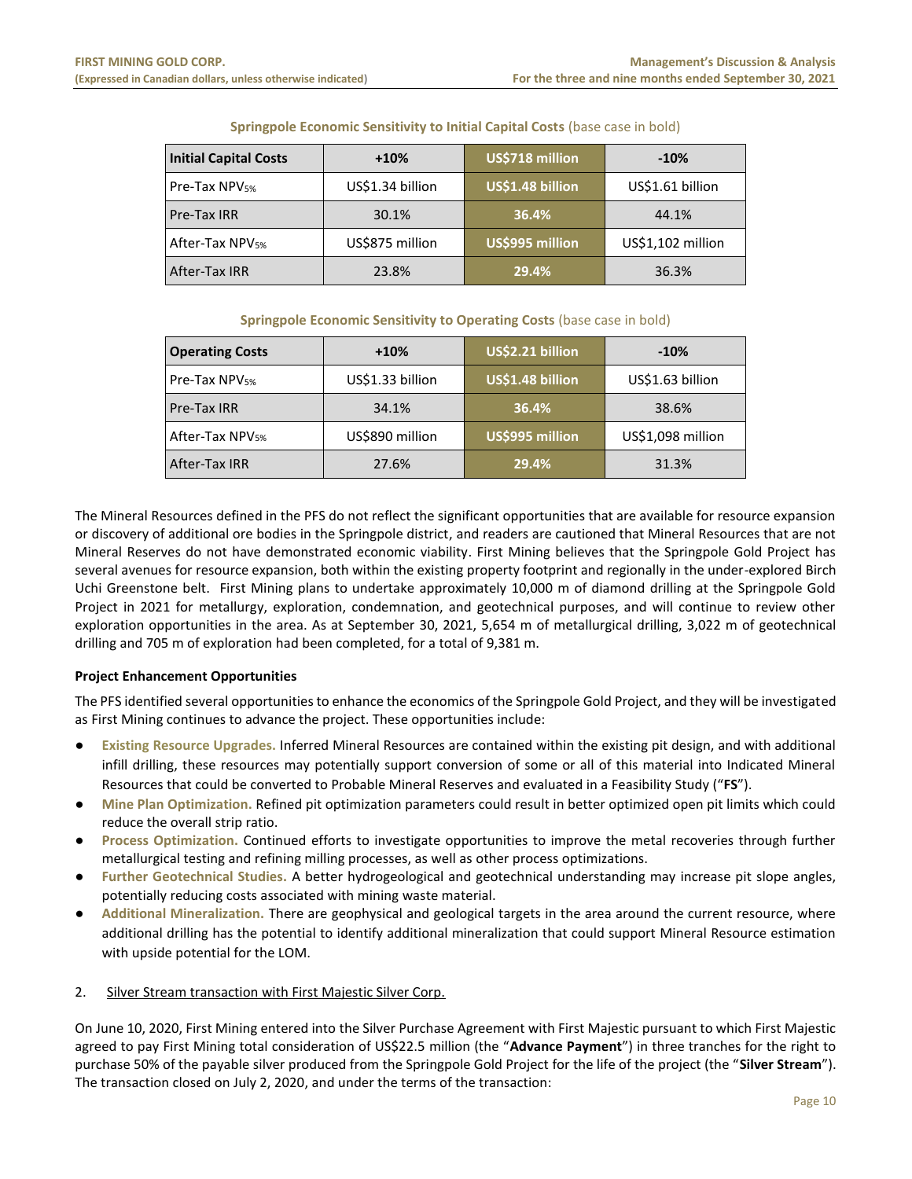**Springpole Economic Sensitivity to Initial Capital Costs** (base case in bold)

| Initial Capital Costs | +10% | **US$718 million** | -10% |
|---|---|---|---|
| Pre-Tax $NPV_{5\%}$ | US$1.34 billion | **US$1.48 billion** | US$1.61 billion |
| Pre-Tax IRR | 30.1% | **36.4%** | 44.1% |
| After-Tax $NPV_{5\%}$ | US$875 million | **US$995 million** | US$1,102 million |
| After-Tax IRR | 23.8% | **29.4%** | 36.3% |

**Springpole Economic Sensitivity to Operating Costs** (base case in bold)

| Operating Costs | +10% | **US$2.21 billion** | -10% |
|---|---|---|---|
| Pre-Tax $NPV_{5\%}$ | US$1.33 billion | **US$1.48 billion** | US$1.63 billion |
| Pre-Tax IRR | 34.1% | **36.4%** | 38.6% |
| After-Tax $NPV_{5\%}$ | US$890 million | **US$995 million** | US$1,098 million |
| After-Tax IRR | 27.6% | **29.4%** | 31.3% |

The Mineral Resources defined in the PFS do not reflect the significant opportunities that are available for resource expansion or discovery of additional ore bodies in the Springpole district, and readers are cautioned that Mineral Resources that are not Mineral Reserves do not have demonstrated economic viability. First Mining believes that the Springpole Gold Project has several avenues for resource expansion, both within the existing property footprint and regionally in the under-explored Birch Uchi Greenstone belt. First Mining plans to undertake approximately 10,000 m of diamond drilling at the Springpole Gold Project in 2021 for metallurgy, exploration, condemnation, and geotechnical purposes, and will continue to review other exploration opportunities in the area. As at September 30, 2021, 5,654 m of metallurgical drilling, 3,022 m of geotechnical drilling and 705 m of exploration had been completed, for a total of 9,381 m.

**Project Enhancement Opportunities**

The PFS identified several opportunities to enhance the economics of the Springpole Gold Project, and they will be investigated as First Mining continues to advance the project. These opportunities include:

- **Existing Resource Upgrades.** Inferred Mineral Resources are contained within the existing pit design, and with additional infill drilling, these resources may potentially support conversion of some or all of this material into Indicated Mineral Resources that could be converted to Probable Mineral Reserves and evaluated in a Feasibility Study ("**FS**").
- **Mine Plan Optimization.** Refined pit optimization parameters could result in better optimized open pit limits which could reduce the overall strip ratio.
- **Process Optimization.** Continued efforts to investigate opportunities to improve the metal recoveries through further metallurgical testing and refining milling processes, as well as other process optimizations.
- **Further Geotechnical Studies.** A better hydrogeological and geotechnical understanding may increase pit slope angles, potentially reducing costs associated with mining waste material.
- **Additional Mineralization.** There are geophysical and geological targets in the area around the current resource, where additional drilling has the potential to identify additional mineralization that could support Mineral Resource estimation with upside potential for the LOM.

2. Silver Stream transaction with First Majestic Silver Corp.

On June 10, 2020, First Mining entered into the Silver Purchase Agreement with First Majestic pursuant to which First Majestic agreed to pay First Mining total consideration of US$22.5 million (the "**Advance Payment**") in three tranches for the right to purchase 50% of the payable silver produced from the Springpole Gold Project for the life of the project (the "**Silver Stream**"). The transaction closed on July 2, 2020, and under the terms of the transaction: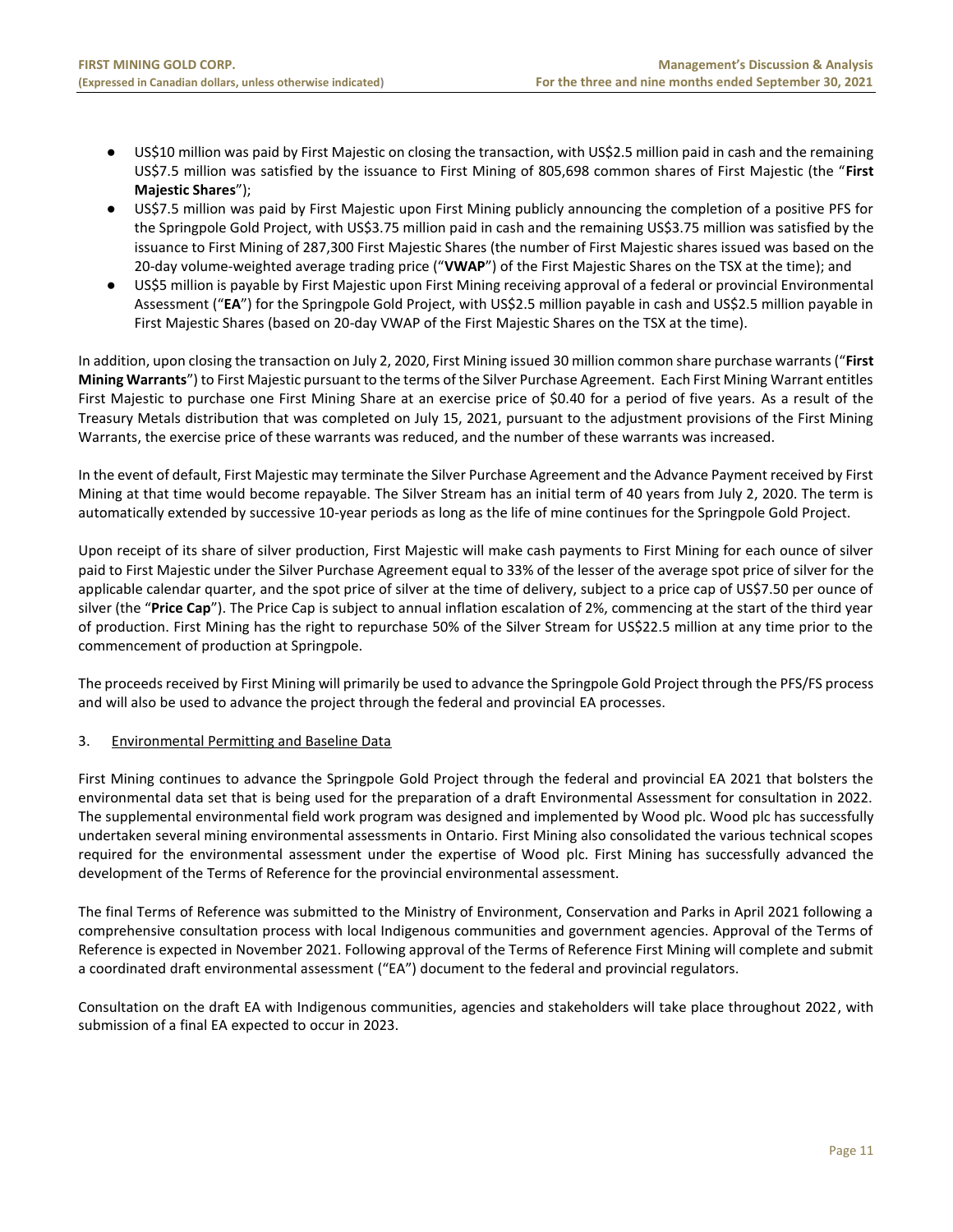- US$10 million was paid by First Majestic on closing the transaction, with US$2.5 million paid in cash and the remaining US$7.5 million was satisfied by the issuance to First Mining of 805,698 common shares of First Majestic (the "**First Majestic Shares**");
- US$7.5 million was paid by First Majestic upon First Mining publicly announcing the completion of a positive PFS for the Springpole Gold Project, with US$3.75 million paid in cash and the remaining US$3.75 million was satisfied by the issuance to First Mining of 287,300 First Majestic Shares (the number of First Majestic shares issued was based on the 20-day volume-weighted average trading price ("**VWAP**") of the First Majestic Shares on the TSX at the time); and
- US$5 million is payable by First Majestic upon First Mining receiving approval of a federal or provincial Environmental Assessment ("**EA**") for the Springpole Gold Project, with US$2.5 million payable in cash and US$2.5 million payable in First Majestic Shares (based on 20-day VWAP of the First Majestic Shares on the TSX at the time).

In addition, upon closing the transaction on July 2, 2020, First Mining issued 30 million common share purchase warrants ("**First Mining Warrants**") to First Majestic pursuant to the terms of the Silver Purchase Agreement. Each First Mining Warrant entitles First Majestic to purchase one First Mining Share at an exercise price of $0.40 for a period of five years. As a result of the Treasury Metals distribution that was completed on July 15, 2021, pursuant to the adjustment provisions of the First Mining Warrants, the exercise price of these warrants was reduced, and the number of these warrants was increased.

In the event of default, First Majestic may terminate the Silver Purchase Agreement and the Advance Payment received by First Mining at that time would become repayable. The Silver Stream has an initial term of 40 years from July 2, 2020. The term is automatically extended by successive 10-year periods as long as the life of mine continues for the Springpole Gold Project.

Upon receipt of its share of silver production, First Majestic will make cash payments to First Mining for each ounce of silver paid to First Majestic under the Silver Purchase Agreement equal to 33% of the lesser of the average spot price of silver for the applicable calendar quarter, and the spot price of silver at the time of delivery, subject to a price cap of US$7.50 per ounce of silver (the "**Price Cap**"). The Price Cap is subject to annual inflation escalation of 2%, commencing at the start of the third year of production. First Mining has the right to repurchase 50% of the Silver Stream for US$22.5 million at any time prior to the commencement of production at Springpole.

The proceeds received by First Mining will primarily be used to advance the Springpole Gold Project through the PFS/FS process and will also be used to advance the project through the federal and provincial EA processes.

3. Environmental Permitting and Baseline Data

First Mining continues to advance the Springpole Gold Project through the federal and provincial EA 2021 that bolsters the environmental data set that is being used for the preparation of a draft Environmental Assessment for consultation in 2022. The supplemental environmental field work program was designed and implemented by Wood plc. Wood plc has successfully undertaken several mining environmental assessments in Ontario. First Mining also consolidated the various technical scopes required for the environmental assessment under the expertise of Wood plc. First Mining has successfully advanced the development of the Terms of Reference for the provincial environmental assessment.

The final Terms of Reference was submitted to the Ministry of Environment, Conservation and Parks in April 2021 following a comprehensive consultation process with local Indigenous communities and government agencies. Approval of the Terms of Reference is expected in November 2021. Following approval of the Terms of Reference First Mining will complete and submit a coordinated draft environmental assessment ("EA") document to the federal and provincial regulators.

Consultation on the draft EA with Indigenous communities, agencies and stakeholders will take place throughout 2022, with submission of a final EA expected to occur in 2023.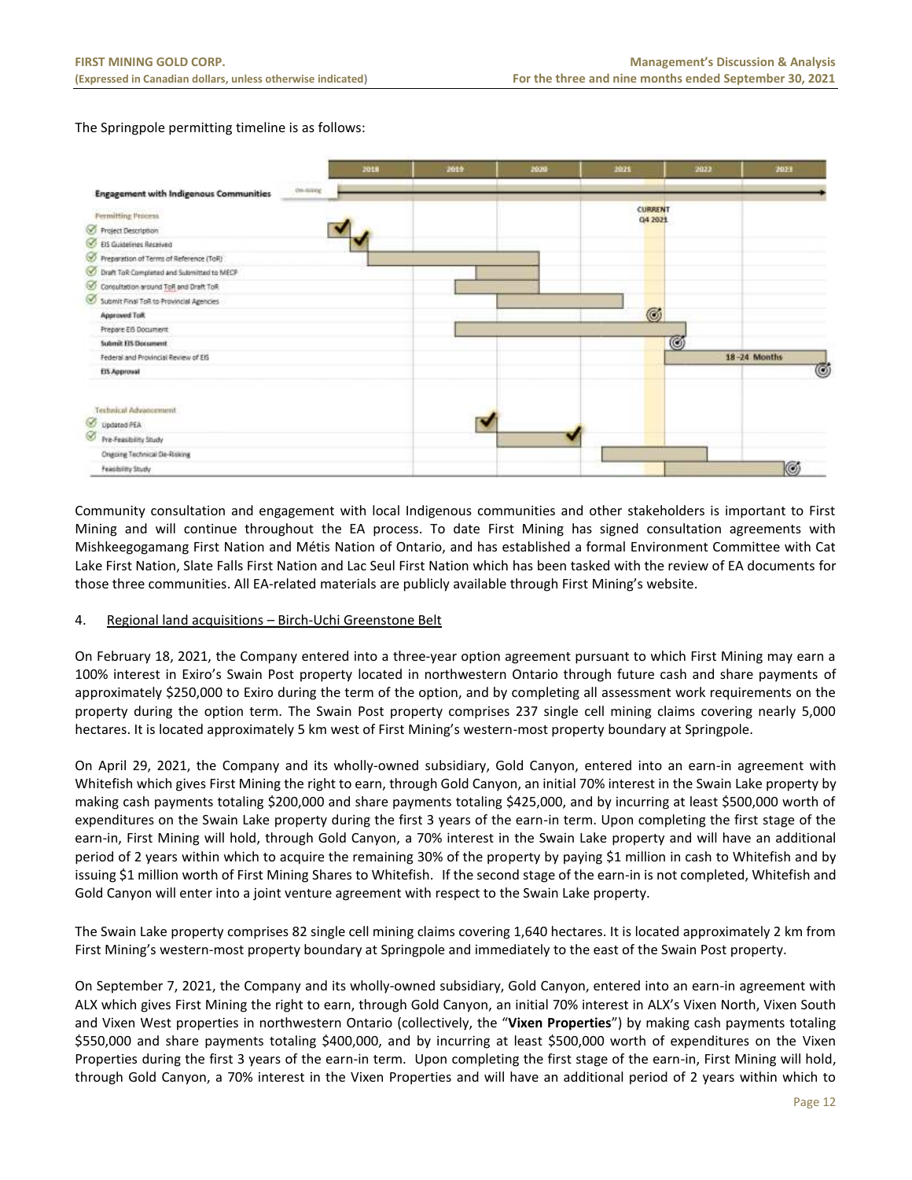The Springpole permitting timeline is as follows:

| | 2018 | 2019 | 2020 | 2021 | 2022 | 2023 |
|---|---|---|---|---|---|---|
| **Engagement with Indigenous Communities** (On-Going) | | | | | | |
| Permitting Process | | | | CURRENT Q4 2021 | | |
| ✓ Project Description | | | | | | |
| ✓ EIS Guidelines Received | | | | | | |
| ✓ Preparation of Terms of Reference (ToR) | | | | | | |
| ✓ Draft ToR Completed and Submitted to MECP | | | | | | |
| ✓ Consultation around ToR and Draft ToR | | | | | | |
| ✓ Submit Final ToR to Provincial Agencies | | | | | | |
| **Approved ToR** | | | | | | |
| Prepare EIS Document | | | | | | |
| **Submit EIS Document** | | | | | | |
| Federal and Provincial Review of EIS | | | | | 18 -24 Months | |
| **EIS Approval** | | | | | | |
| Technical Advancement | | | | | | |
| ✓ Updated PEA | | | | | | |
| ✓ Pre-Feasibility Study | | | | | | |
| Ongoing Technical De-Risking | | | | | | |
| Feasibility Study | | | | | | |

Community consultation and engagement with local Indigenous communities and other stakeholders is important to First Mining and will continue throughout the EA process. To date First Mining has signed consultation agreements with Mishkeegogamang First Nation and Métis Nation of Ontario, and has established a formal Environment Committee with Cat Lake First Nation, Slate Falls First Nation and Lac Seul First Nation which has been tasked with the review of EA documents for those three communities. All EA-related materials are publicly available through First Mining's website.

4. Regional land acquisitions – Birch-Uchi Greenstone Belt

On February 18, 2021, the Company entered into a three-year option agreement pursuant to which First Mining may earn a 100% interest in Exiro's Swain Post property located in northwestern Ontario through future cash and share payments of approximately $250,000 to Exiro during the term of the option, and by completing all assessment work requirements on the property during the option term. The Swain Post property comprises 237 single cell mining claims covering nearly 5,000 hectares. It is located approximately 5 km west of First Mining's western-most property boundary at Springpole.

On April 29, 2021, the Company and its wholly-owned subsidiary, Gold Canyon, entered into an earn-in agreement with Whitefish which gives First Mining the right to earn, through Gold Canyon, an initial 70% interest in the Swain Lake property by making cash payments totaling $200,000 and share payments totaling $425,000, and by incurring at least $500,000 worth of expenditures on the Swain Lake property during the first 3 years of the earn-in term. Upon completing the first stage of the earn-in, First Mining will hold, through Gold Canyon, a 70% interest in the Swain Lake property and will have an additional period of 2 years within which to acquire the remaining 30% of the property by paying $1 million in cash to Whitefish and by issuing $1 million worth of First Mining Shares to Whitefish. If the second stage of the earn-in is not completed, Whitefish and Gold Canyon will enter into a joint venture agreement with respect to the Swain Lake property.

The Swain Lake property comprises 82 single cell mining claims covering 1,640 hectares. It is located approximately 2 km from First Mining's western-most property boundary at Springpole and immediately to the east of the Swain Post property.

On September 7, 2021, the Company and its wholly-owned subsidiary, Gold Canyon, entered into an earn-in agreement with ALX which gives First Mining the right to earn, through Gold Canyon, an initial 70% interest in ALX's Vixen North, Vixen South and Vixen West properties in northwestern Ontario (collectively, the "**Vixen Properties**") by making cash payments totaling $550,000 and share payments totaling $400,000, and by incurring at least $500,000 worth of expenditures on the Vixen Properties during the first 3 years of the earn-in term. Upon completing the first stage of the earn-in, First Mining will hold, through Gold Canyon, a 70% interest in the Vixen Properties and will have an additional period of 2 years within which to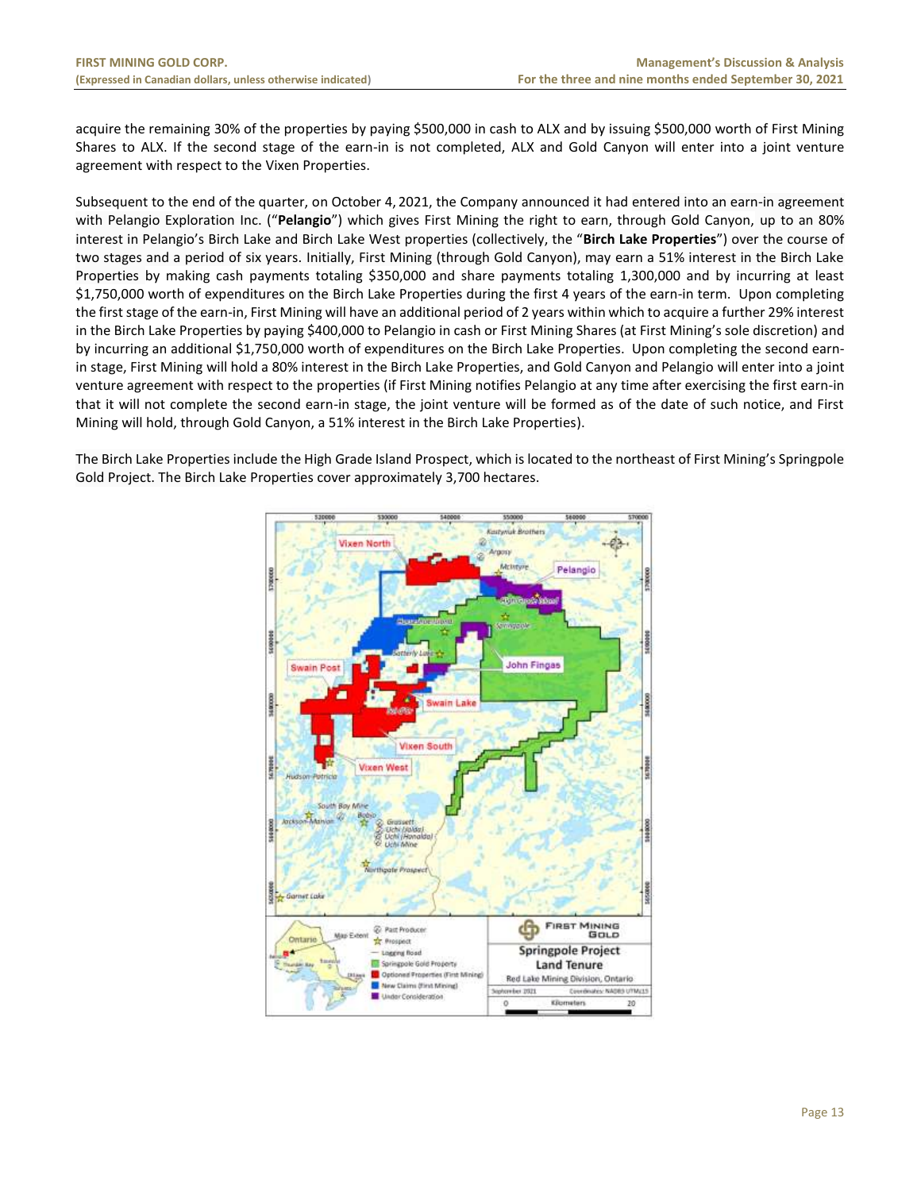acquire the remaining 30% of the properties by paying $500,000 in cash to ALX and by issuing $500,000 worth of First Mining Shares to ALX. If the second stage of the earn-in is not completed, ALX and Gold Canyon will enter into a joint venture agreement with respect to the Vixen Properties.

Subsequent to the end of the quarter, on October 4, 2021, the Company announced it had entered into an earn-in agreement with Pelangio Exploration Inc. ("**Pelangio**") which gives First Mining the right to earn, through Gold Canyon, up to an 80% interest in Pelangio's Birch Lake and Birch Lake West properties (collectively, the "**Birch Lake Properties**") over the course of two stages and a period of six years. Initially, First Mining (through Gold Canyon), may earn a 51% interest in the Birch Lake Properties by making cash payments totaling $350,000 and share payments totaling 1,300,000 and by incurring at least $1,750,000 worth of expenditures on the Birch Lake Properties during the first 4 years of the earn-in term. Upon completing the first stage of the earn-in, First Mining will have an additional period of 2 years within which to acquire a further 29% interest in the Birch Lake Properties by paying $400,000 to Pelangio in cash or First Mining Shares (at First Mining's sole discretion) and by incurring an additional $1,750,000 worth of expenditures on the Birch Lake Properties. Upon completing the second earn-in stage, First Mining will hold a 80% interest in the Birch Lake Properties, and Gold Canyon and Pelangio will enter into a joint venture agreement with respect to the properties (if First Mining notifies Pelangio at any time after exercising the first earn-in that it will not complete the second earn-in stage, the joint venture will be formed as of the date of such notice, and First Mining will hold, through Gold Canyon, a 51% interest in the Birch Lake Properties).

The Birch Lake Properties include the High Grade Island Prospect, which is located to the northeast of First Mining's Springpole Gold Project. The Birch Lake Properties cover approximately 3,700 hectares.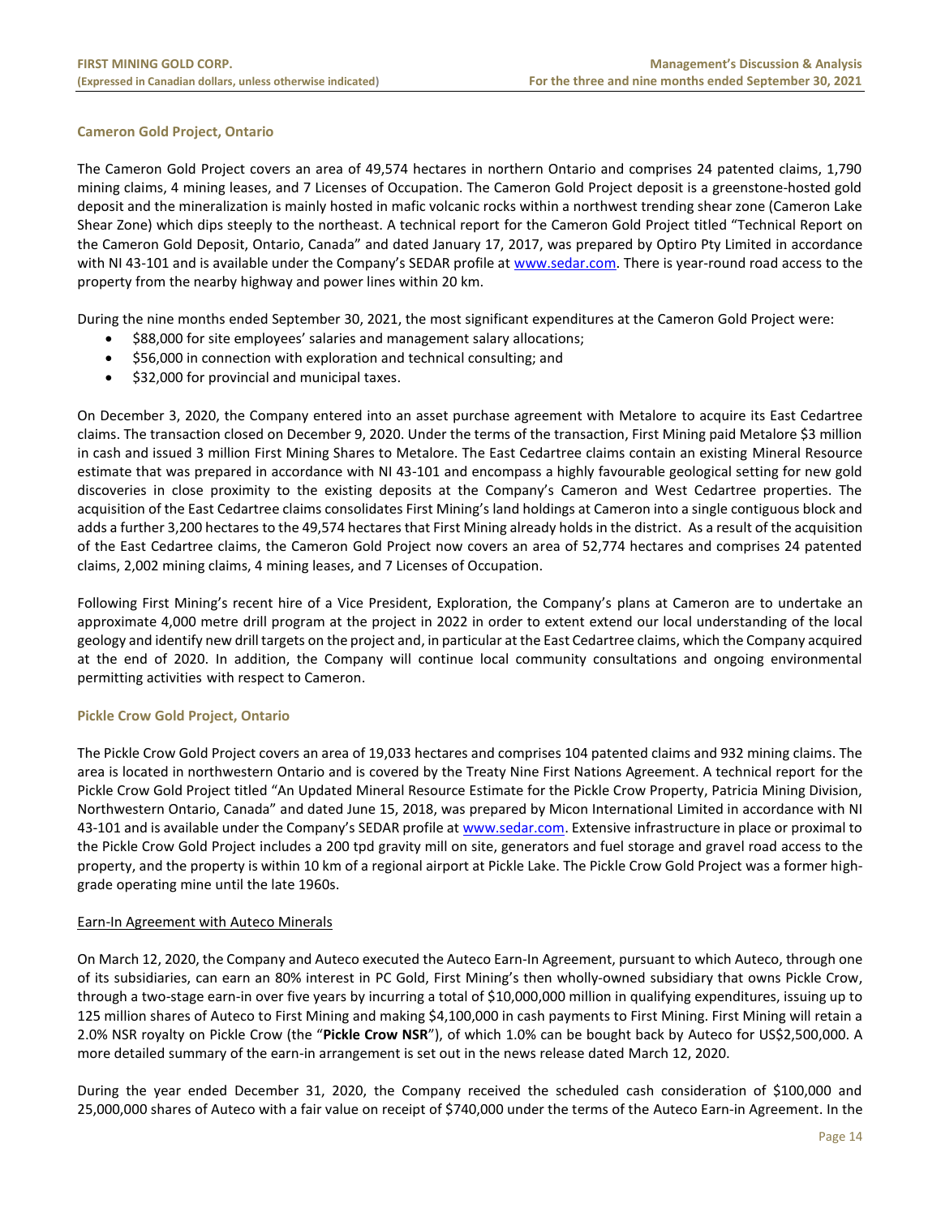### Cameron Gold Project, Ontario

The Cameron Gold Project covers an area of 49,574 hectares in northern Ontario and comprises 24 patented claims, 1,790 mining claims, 4 mining leases, and 7 Licenses of Occupation. The Cameron Gold Project deposit is a greenstone-hosted gold deposit and the mineralization is mainly hosted in mafic volcanic rocks within a northwest trending shear zone (Cameron Lake Shear Zone) which dips steeply to the northeast. A technical report for the Cameron Gold Project titled "Technical Report on the Cameron Gold Deposit, Ontario, Canada" and dated January 17, 2017, was prepared by Optiro Pty Limited in accordance with NI 43-101 and is available under the Company's SEDAR profile at www.sedar.com. There is year-round road access to the property from the nearby highway and power lines within 20 km.

During the nine months ended September 30, 2021, the most significant expenditures at the Cameron Gold Project were:

- $88,000 for site employees' salaries and management salary allocations;
- $56,000 in connection with exploration and technical consulting; and
- $32,000 for provincial and municipal taxes.

On December 3, 2020, the Company entered into an asset purchase agreement with Metalore to acquire its East Cedartree claims. The transaction closed on December 9, 2020. Under the terms of the transaction, First Mining paid Metalore $3 million in cash and issued 3 million First Mining Shares to Metalore. The East Cedartree claims contain an existing Mineral Resource estimate that was prepared in accordance with NI 43-101 and encompass a highly favourable geological setting for new gold discoveries in close proximity to the existing deposits at the Company's Cameron and West Cedartree properties. The acquisition of the East Cedartree claims consolidates First Mining's land holdings at Cameron into a single contiguous block and adds a further 3,200 hectares to the 49,574 hectares that First Mining already holds in the district. As a result of the acquisition of the East Cedartree claims, the Cameron Gold Project now covers an area of 52,774 hectares and comprises 24 patented claims, 2,002 mining claims, 4 mining leases, and 7 Licenses of Occupation.

Following First Mining's recent hire of a Vice President, Exploration, the Company's plans at Cameron are to undertake an approximate 4,000 metre drill program at the project in 2022 in order to extent extend our local understanding of the local geology and identify new drill targets on the project and, in particular at the East Cedartree claims, which the Company acquired at the end of 2020. In addition, the Company will continue local community consultations and ongoing environmental permitting activities with respect to Cameron.

### Pickle Crow Gold Project, Ontario

The Pickle Crow Gold Project covers an area of 19,033 hectares and comprises 104 patented claims and 932 mining claims. The area is located in northwestern Ontario and is covered by the Treaty Nine First Nations Agreement. A technical report for the Pickle Crow Gold Project titled "An Updated Mineral Resource Estimate for the Pickle Crow Property, Patricia Mining Division, Northwestern Ontario, Canada" and dated June 15, 2018, was prepared by Micon International Limited in accordance with NI 43-101 and is available under the Company's SEDAR profile at www.sedar.com. Extensive infrastructure in place or proximal to the Pickle Crow Gold Project includes a 200 tpd gravity mill on site, generators and fuel storage and gravel road access to the property, and the property is within 10 km of a regional airport at Pickle Lake. The Pickle Crow Gold Project was a former high-grade operating mine until the late 1960s.

#### Earn-In Agreement with Auteco Minerals

On March 12, 2020, the Company and Auteco executed the Auteco Earn-In Agreement, pursuant to which Auteco, through one of its subsidiaries, can earn an 80% interest in PC Gold, First Mining's then wholly-owned subsidiary that owns Pickle Crow, through a two-stage earn-in over five years by incurring a total of $10,000,000 million in qualifying expenditures, issuing up to 125 million shares of Auteco to First Mining and making $4,100,000 in cash payments to First Mining. First Mining will retain a 2.0% NSR royalty on Pickle Crow (the "**Pickle Crow NSR**"), of which 1.0% can be bought back by Auteco for US$2,500,000. A more detailed summary of the earn-in arrangement is set out in the news release dated March 12, 2020.

During the year ended December 31, 2020, the Company received the scheduled cash consideration of $100,000 and 25,000,000 shares of Auteco with a fair value on receipt of $740,000 under the terms of the Auteco Earn-in Agreement. In the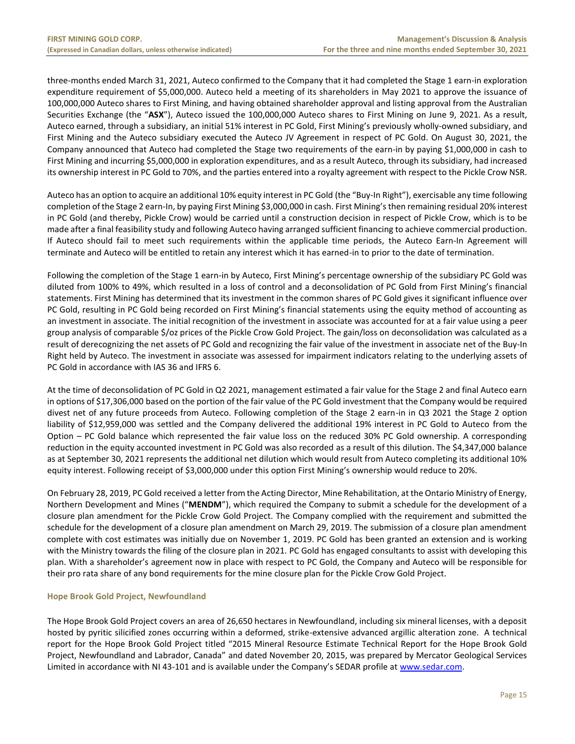three-months ended March 31, 2021, Auteco confirmed to the Company that it had completed the Stage 1 earn-in exploration expenditure requirement of $5,000,000. Auteco held a meeting of its shareholders in May 2021 to approve the issuance of 100,000,000 Auteco shares to First Mining, and having obtained shareholder approval and listing approval from the Australian Securities Exchange (the "**ASX**"), Auteco issued the 100,000,000 Auteco shares to First Mining on June 9, 2021. As a result, Auteco earned, through a subsidiary, an initial 51% interest in PC Gold, First Mining's previously wholly-owned subsidiary, and First Mining and the Auteco subsidiary executed the Auteco JV Agreement in respect of PC Gold. On August 30, 2021, the Company announced that Auteco had completed the Stage two requirements of the earn-in by paying $1,000,000 in cash to First Mining and incurring $5,000,000 in exploration expenditures, and as a result Auteco, through its subsidiary, had increased its ownership interest in PC Gold to 70%, and the parties entered into a royalty agreement with respect to the Pickle Crow NSR.

Auteco has an option to acquire an additional 10% equity interest in PC Gold (the "Buy-In Right"), exercisable any time following completion of the Stage 2 earn-In, by paying First Mining $3,000,000 in cash. First Mining's then remaining residual 20% interest in PC Gold (and thereby, Pickle Crow) would be carried until a construction decision in respect of Pickle Crow, which is to be made after a final feasibility study and following Auteco having arranged sufficient financing to achieve commercial production. If Auteco should fail to meet such requirements within the applicable time periods, the Auteco Earn-In Agreement will terminate and Auteco will be entitled to retain any interest which it has earned-in to prior to the date of termination.

Following the completion of the Stage 1 earn-in by Auteco, First Mining's percentage ownership of the subsidiary PC Gold was diluted from 100% to 49%, which resulted in a loss of control and a deconsolidation of PC Gold from First Mining's financial statements. First Mining has determined that its investment in the common shares of PC Gold gives it significant influence over PC Gold, resulting in PC Gold being recorded on First Mining's financial statements using the equity method of accounting as an investment in associate. The initial recognition of the investment in associate was accounted for at a fair value using a peer group analysis of comparable $/oz prices of the Pickle Crow Gold Project. The gain/loss on deconsolidation was calculated as a result of derecognizing the net assets of PC Gold and recognizing the fair value of the investment in associate net of the Buy-In Right held by Auteco. The investment in associate was assessed for impairment indicators relating to the underlying assets of PC Gold in accordance with IAS 36 and IFRS 6.

At the time of deconsolidation of PC Gold in Q2 2021, management estimated a fair value for the Stage 2 and final Auteco earn in options of $17,306,000 based on the portion of the fair value of the PC Gold investment that the Company would be required divest net of any future proceeds from Auteco. Following completion of the Stage 2 earn-in in Q3 2021 the Stage 2 option liability of $12,959,000 was settled and the Company delivered the additional 19% interest in PC Gold to Auteco from the Option – PC Gold balance which represented the fair value loss on the reduced 30% PC Gold ownership. A corresponding reduction in the equity accounted investment in PC Gold was also recorded as a result of this dilution. The $4,347,000 balance as at September 30, 2021 represents the additional net dilution which would result from Auteco completing its additional 10% equity interest. Following receipt of $3,000,000 under this option First Mining's ownership would reduce to 20%.

On February 28, 2019, PC Gold received a letter from the Acting Director, Mine Rehabilitation, at the Ontario Ministry of Energy, Northern Development and Mines ("**MENDM**"), which required the Company to submit a schedule for the development of a closure plan amendment for the Pickle Crow Gold Project. The Company complied with the requirement and submitted the schedule for the development of a closure plan amendment on March 29, 2019. The submission of a closure plan amendment complete with cost estimates was initially due on November 1, 2019. PC Gold has been granted an extension and is working with the Ministry towards the filing of the closure plan in 2021. PC Gold has engaged consultants to assist with developing this plan. With a shareholder's agreement now in place with respect to PC Gold, the Company and Auteco will be responsible for their pro rata share of any bond requirements for the mine closure plan for the Pickle Crow Gold Project.

### Hope Brook Gold Project, Newfoundland

The Hope Brook Gold Project covers an area of 26,650 hectares in Newfoundland, including six mineral licenses, with a deposit hosted by pyritic silicified zones occurring within a deformed, strike-extensive advanced argillic alteration zone. A technical report for the Hope Brook Gold Project titled "2015 Mineral Resource Estimate Technical Report for the Hope Brook Gold Project, Newfoundland and Labrador, Canada" and dated November 20, 2015, was prepared by Mercator Geological Services Limited in accordance with NI 43-101 and is available under the Company's SEDAR profile at www.sedar.com.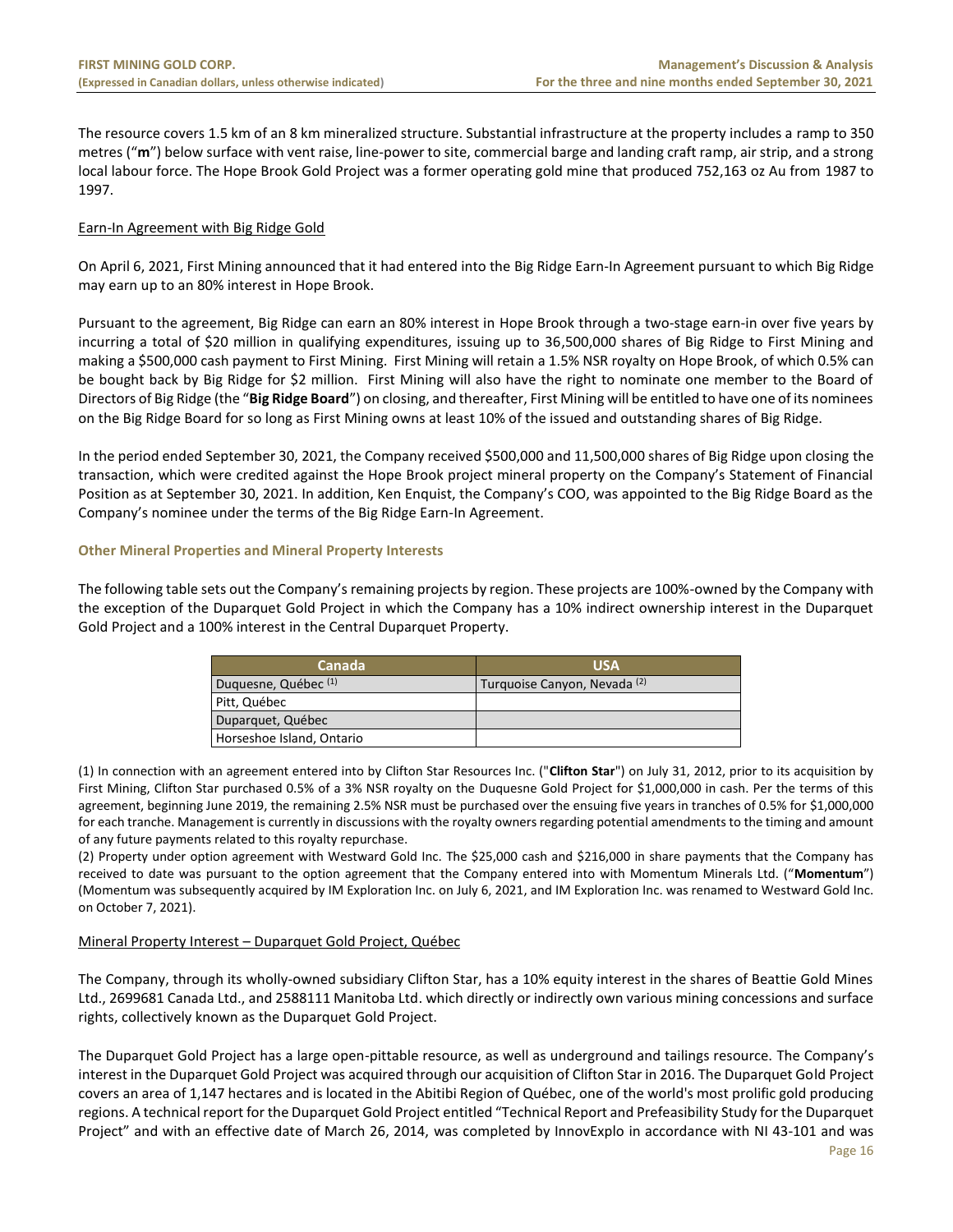The resource covers 1.5 km of an 8 km mineralized structure. Substantial infrastructure at the property includes a ramp to 350 metres ("**m**") below surface with vent raise, line-power to site, commercial barge and landing craft ramp, air strip, and a strong local labour force. The Hope Brook Gold Project was a former operating gold mine that produced 752,163 oz Au from 1987 to 1997.

Earn-In Agreement with Big Ridge Gold

On April 6, 2021, First Mining announced that it had entered into the Big Ridge Earn-In Agreement pursuant to which Big Ridge may earn up to an 80% interest in Hope Brook.

Pursuant to the agreement, Big Ridge can earn an 80% interest in Hope Brook through a two-stage earn-in over five years by incurring a total of $20 million in qualifying expenditures, issuing up to 36,500,000 shares of Big Ridge to First Mining and making a $500,000 cash payment to First Mining. First Mining will retain a 1.5% NSR royalty on Hope Brook, of which 0.5% can be bought back by Big Ridge for $2 million. First Mining will also have the right to nominate one member to the Board of Directors of Big Ridge (the "**Big Ridge Board**") on closing, and thereafter, First Mining will be entitled to have one of its nominees on the Big Ridge Board for so long as First Mining owns at least 10% of the issued and outstanding shares of Big Ridge.

In the period ended September 30, 2021, the Company received $500,000 and 11,500,000 shares of Big Ridge upon closing the transaction, which were credited against the Hope Brook project mineral property on the Company's Statement of Financial Position as at September 30, 2021. In addition, Ken Enquist, the Company's COO, was appointed to the Big Ridge Board as the Company's nominee under the terms of the Big Ridge Earn-In Agreement.

### Other Mineral Properties and Mineral Property Interests

The following table sets out the Company's remaining projects by region. These projects are 100%-owned by the Company with the exception of the Duparquet Gold Project in which the Company has a 10% indirect ownership interest in the Duparquet Gold Project and a 100% interest in the Central Duparquet Property.

| Canada | USA |
|---|---|
| Duquesne, Québec (1) | Turquoise Canyon, Nevada (2) |
| Pitt, Québec | |
| Duparquet, Québec | |
| Horseshoe Island, Ontario | |

(1) In connection with an agreement entered into by Clifton Star Resources Inc. ("**Clifton Star**") on July 31, 2012, prior to its acquisition by First Mining, Clifton Star purchased 0.5% of a 3% NSR royalty on the Duquesne Gold Project for $1,000,000 in cash. Per the terms of this agreement, beginning June 2019, the remaining 2.5% NSR must be purchased over the ensuing five years in tranches of 0.5% for $1,000,000 for each tranche. Management is currently in discussions with the royalty owners regarding potential amendments to the timing and amount of any future payments related to this royalty repurchase.
(2) Property under option agreement with Westward Gold Inc. The $25,000 cash and $216,000 in share payments that the Company has received to date was pursuant to the option agreement that the Company entered into with Momentum Minerals Ltd. ("**Momentum**") (Momentum was subsequently acquired by IM Exploration Inc. on July 6, 2021, and IM Exploration Inc. was renamed to Westward Gold Inc. on October 7, 2021).

Mineral Property Interest – Duparquet Gold Project, Québec

The Company, through its wholly-owned subsidiary Clifton Star, has a 10% equity interest in the shares of Beattie Gold Mines Ltd., 2699681 Canada Ltd., and 2588111 Manitoba Ltd. which directly or indirectly own various mining concessions and surface rights, collectively known as the Duparquet Gold Project.

The Duparquet Gold Project has a large open-pittable resource, as well as underground and tailings resource. The Company's interest in the Duparquet Gold Project was acquired through our acquisition of Clifton Star in 2016. The Duparquet Gold Project covers an area of 1,147 hectares and is located in the Abitibi Region of Québec, one of the world's most prolific gold producing regions. A technical report for the Duparquet Gold Project entitled "Technical Report and Prefeasibility Study for the Duparquet Project" and with an effective date of March 26, 2014, was completed by InnovExplo in accordance with NI 43-101 and was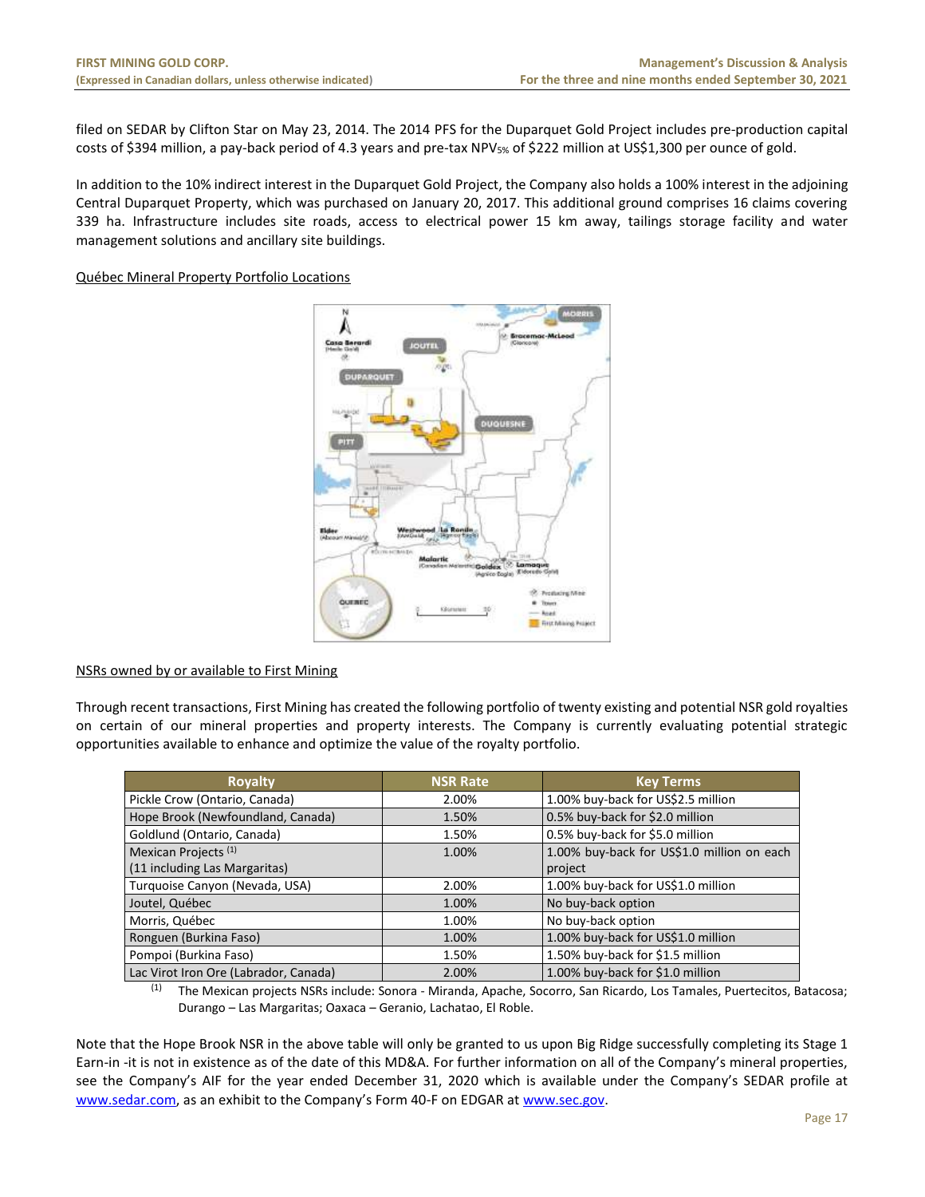filed on SEDAR by Clifton Star on May 23, 2014. The 2014 PFS for the Duparquet Gold Project includes pre-production capital costs of $394 million, a pay-back period of 4.3 years and pre-tax $NPV_{5\%}$ of $222 million at US$1,300 per ounce of gold.

In addition to the 10% indirect interest in the Duparquet Gold Project, the Company also holds a 100% interest in the adjoining Central Duparquet Property, which was purchased on January 20, 2017. This additional ground comprises 16 claims covering 339 ha. Infrastructure includes site roads, access to electrical power 15 km away, tailings storage facility and water management solutions and ancillary site buildings.

Québec Mineral Property Portfolio Locations

NSRs owned by or available to First Mining

Through recent transactions, First Mining has created the following portfolio of twenty existing and potential NSR gold royalties on certain of our mineral properties and property interests. The Company is currently evaluating potential strategic opportunities available to enhance and optimize the value of the royalty portfolio.

| Royalty | NSR Rate | Key Terms |
|---|---|---|
| Pickle Crow (Ontario, Canada) | 2.00% | 1.00% buy-back for US$2.5 million |
| Hope Brook (Newfoundland, Canada) | 1.50% | 0.5% buy-back for $2.0 million |
| Goldlund (Ontario, Canada) | 1.50% | 0.5% buy-back for $5.0 million |
| Mexican Projects [(1)] (11 including Las Margaritas) | 1.00% | 1.00% buy-back for US$1.0 million on each project |
| Turquoise Canyon (Nevada, USA) | 2.00% | 1.00% buy-back for US$1.0 million |
| Joutel, Québec | 1.00% | No buy-back option |
| Morris, Québec | 1.00% | No buy-back option |
| Ronguen (Burkina Faso) | 1.00% | 1.00% buy-back for US$1.0 million |
| Pompoi (Burkina Faso) | 1.50% | 1.50% buy-back for $1.5 million |
| Lac Virot Iron Ore (Labrador, Canada) | 2.00% | 1.00% buy-back for $1.0 million |

(1) The Mexican projects NSRs include: Sonora - Miranda, Apache, Socorro, San Ricardo, Los Tamales, Puertecitos, Batacosa; Durango – Las Margaritas; Oaxaca – Geranio, Lachatao, El Roble.

Note that the Hope Brook NSR in the above table will only be granted to us upon Big Ridge successfully completing its Stage 1 Earn-in -it is not in existence as of the date of this MD&A. For further information on all of the Company's mineral properties, see the Company's AIF for the year ended December 31, 2020 which is available under the Company's SEDAR profile at www.sedar.com, as an exhibit to the Company's Form 40-F on EDGAR at www.sec.gov.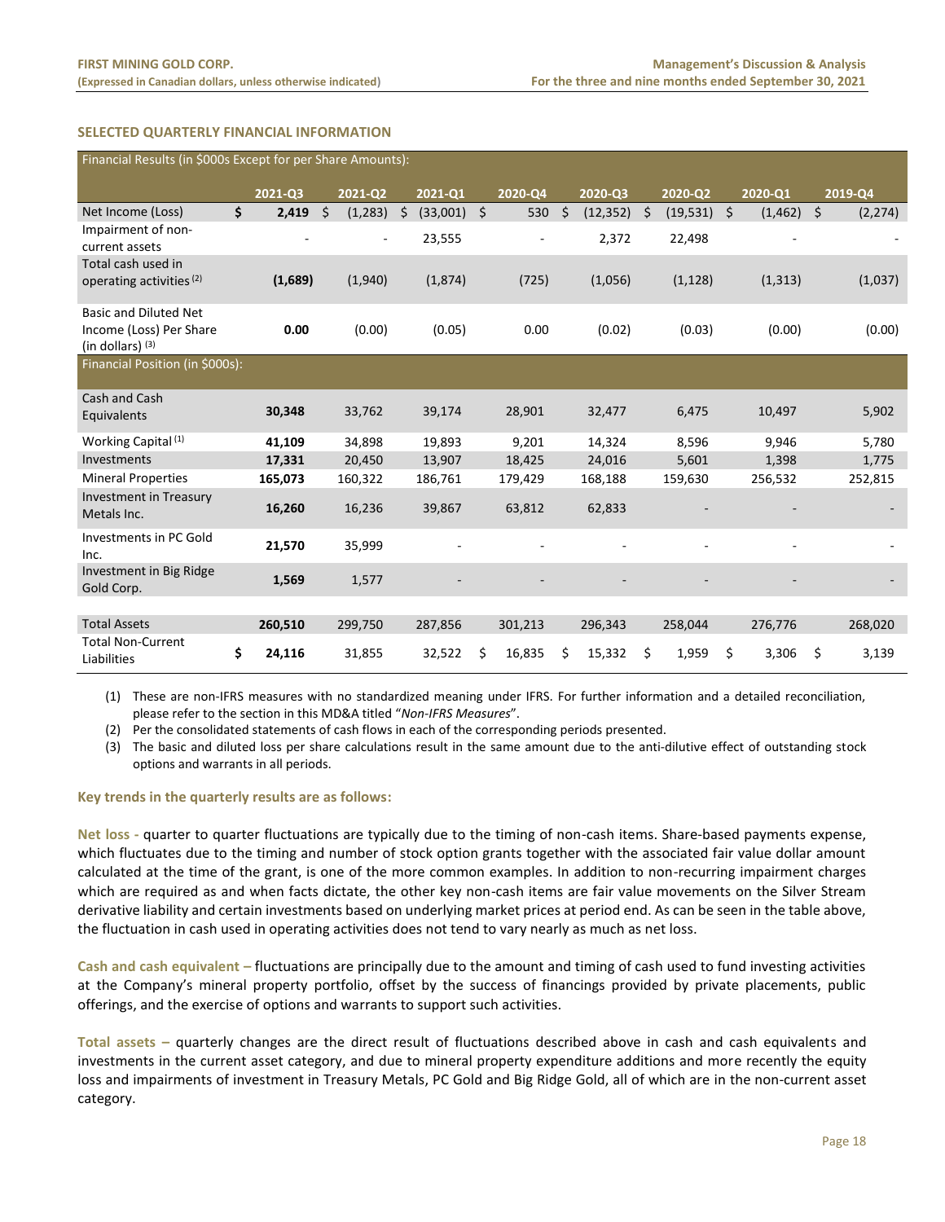## SELECTED QUARTERLY FINANCIAL INFORMATION

| Financial Results (in $000s Except for per Share Amounts): | 2021-Q3 | 2021-Q2 | 2021-Q1 | 2020-Q4 | 2020-Q3 | 2020-Q2 | 2020-Q1 | 2019-Q4 |
|---|---|---|---|---|---|---|---|---|
| Net Income (Loss) | $ **2,419** | $ (1,283) | $ (33,001) | $ 530 | $ (12,352) | $ (19,531) | $ (1,462) | $ (2,274) |
| Impairment of non-current assets | - | - | 23,555 | - | 2,372 | 22,498 | - | - |
| Total cash used in operating activities (2) | **(1,689)** | (1,940) | (1,874) | (725) | (1,056) | (1,128) | (1,313) | (1,037) |
| Basic and Diluted Net Income (Loss) Per Share (in dollars) (3) | **0.00** | (0.00) | (0.05) | 0.00 | (0.02) | (0.03) | (0.00) | (0.00) |
| **Financial Position (in $000s):** | | | | | | | | |
| Cash and Cash Equivalents | **30,348** | 33,762 | 39,174 | 28,901 | 32,477 | 6,475 | 10,497 | 5,902 |
| Working Capital (1) | **41,109** | 34,898 | 19,893 | 9,201 | 14,324 | 8,596 | 9,946 | 5,780 |
| Investments | **17,331** | 20,450 | 13,907 | 18,425 | 24,016 | 5,601 | 1,398 | 1,775 |
| Mineral Properties | **165,073** | 160,322 | 186,761 | 179,429 | 168,188 | 159,630 | 256,532 | 252,815 |
| Investment in Treasury Metals Inc. | **16,260** | 16,236 | 39,867 | 63,812 | 62,833 | - | - | - |
| Investments in PC Gold Inc. | **21,570** | 35,999 | - | - | - | - | - | - |
| Investment in Big Ridge Gold Corp. | **1,569** | 1,577 | - | - | - | - | - | - |
| Total Assets | **260,510** | 299,750 | 287,856 | 301,213 | 296,343 | 258,044 | 276,776 | 268,020 |
| Total Non-Current Liabilities | $ **24,116** | 31,855 | 32,522 | $ 16,835 | $ 15,332 | $ 1,959 | $ 3,306 | $ 3,139 |

(1) These are non-IFRS measures with no standardized meaning under IFRS. For further information and a detailed reconciliation, please refer to the section in this MD&A titled "*Non-IFRS Measures*".

(2) Per the consolidated statements of cash flows in each of the corresponding periods presented.

(3) The basic and diluted loss per share calculations result in the same amount due to the anti-dilutive effect of outstanding stock options and warrants in all periods.

**Key trends in the quarterly results are as follows:**

**Net loss -** quarter to quarter fluctuations are typically due to the timing of non-cash items. Share-based payments expense, which fluctuates due to the timing and number of stock option grants together with the associated fair value dollar amount calculated at the time of the grant, is one of the more common examples. In addition to non-recurring impairment charges which are required as and when facts dictate, the other key non-cash items are fair value movements on the Silver Stream derivative liability and certain investments based on underlying market prices at period end. As can be seen in the table above, the fluctuation in cash used in operating activities does not tend to vary nearly as much as net loss.

**Cash and cash equivalent –** fluctuations are principally due to the amount and timing of cash used to fund investing activities at the Company's mineral property portfolio, offset by the success of financings provided by private placements, public offerings, and the exercise of options and warrants to support such activities.

**Total assets –** quarterly changes are the direct result of fluctuations described above in cash and cash equivalents and investments in the current asset category, and due to mineral property expenditure additions and more recently the equity loss and impairments of investment in Treasury Metals, PC Gold and Big Ridge Gold, all of which are in the non-current asset category.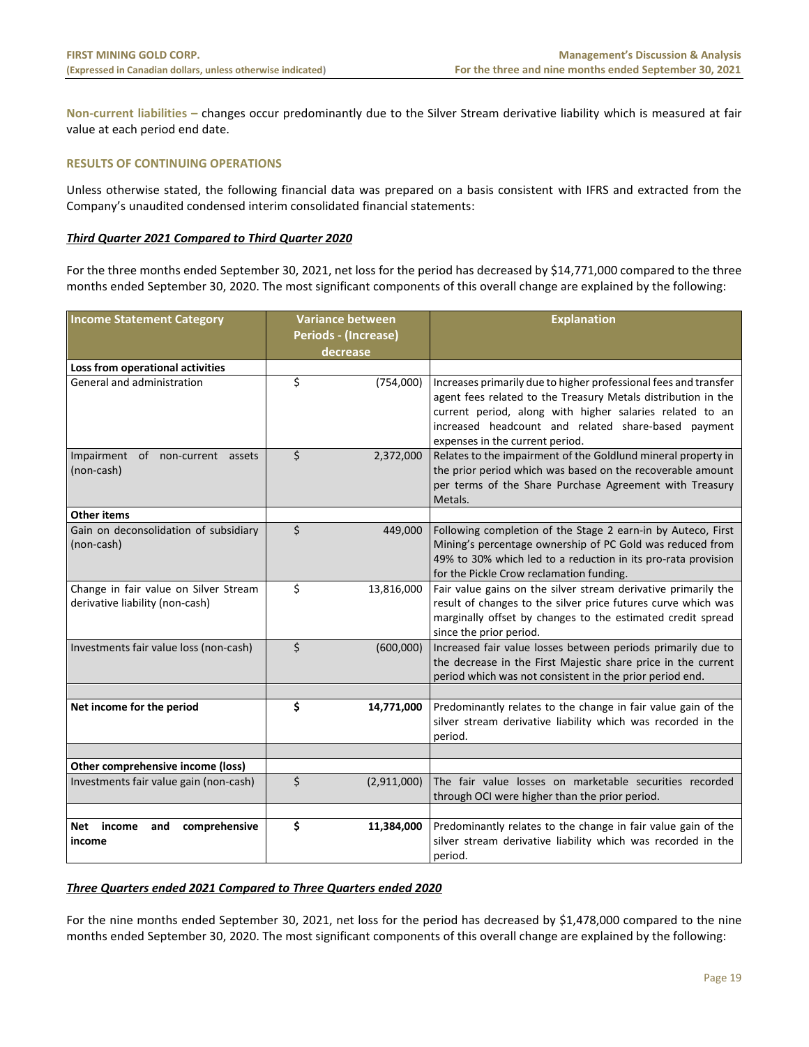**Non-current liabilities –** changes occur predominantly due to the Silver Stream derivative liability which is measured at fair value at each period end date.

## RESULTS OF CONTINUING OPERATIONS

Unless otherwise stated, the following financial data was prepared on a basis consistent with IFRS and extracted from the Company's unaudited condensed interim consolidated financial statements:

### *Third Quarter 2021 Compared to Third Quarter 2020*

For the three months ended September 30, 2021, net loss for the period has decreased by $14,771,000 compared to the three months ended September 30, 2020. The most significant components of this overall change are explained by the following:

| Income Statement Category | Variance between Periods - (Increase) decrease | Explanation |
|---|---|---|
| **Loss from operational activities** | | |
| General and administration | $ (754,000) | Increases primarily due to higher professional fees and transfer agent fees related to the Treasury Metals distribution in the current period, along with higher salaries related to an increased headcount and related share-based payment expenses in the current period. |
| Impairment of non-current assets (non-cash) | $ 2,372,000 | Relates to the impairment of the Goldlund mineral property in the prior period which was based on the recoverable amount per terms of the Share Purchase Agreement with Treasury Metals. |
| **Other items** | | |
| Gain on deconsolidation of subsidiary (non-cash) | $ 449,000 | Following completion of the Stage 2 earn-in by Auteco, First Mining's percentage ownership of PC Gold was reduced from 49% to 30% which led to a reduction in its pro-rata provision for the Pickle Crow reclamation funding. |
| Change in fair value on Silver Stream derivative liability (non-cash) | $ 13,816,000 | Fair value gains on the silver stream derivative primarily the result of changes to the silver price futures curve which was marginally offset by changes to the estimated credit spread since the prior period. |
| Investments fair value loss (non-cash) | $ (600,000) | Increased fair value losses between periods primarily due to the decrease in the First Majestic share price in the current period which was not consistent in the prior period end. |
| | | |
| **Net income for the period** | **$ 14,771,000** | Predominantly relates to the change in fair value gain of the silver stream derivative liability which was recorded in the period. |
| | | |
| **Other comprehensive income (loss)** | | |
| Investments fair value gain (non-cash) | $ (2,911,000) | The fair value losses on marketable securities recorded through OCI were higher than the prior period. |
| | | |
| **Net income and comprehensive income** | **$ 11,384,000** | Predominantly relates to the change in fair value gain of the silver stream derivative liability which was recorded in the period. |

### *Three Quarters ended 2021 Compared to Three Quarters ended 2020*

For the nine months ended September 30, 2021, net loss for the period has decreased by $1,478,000 compared to the nine months ended September 30, 2020. The most significant components of this overall change are explained by the following: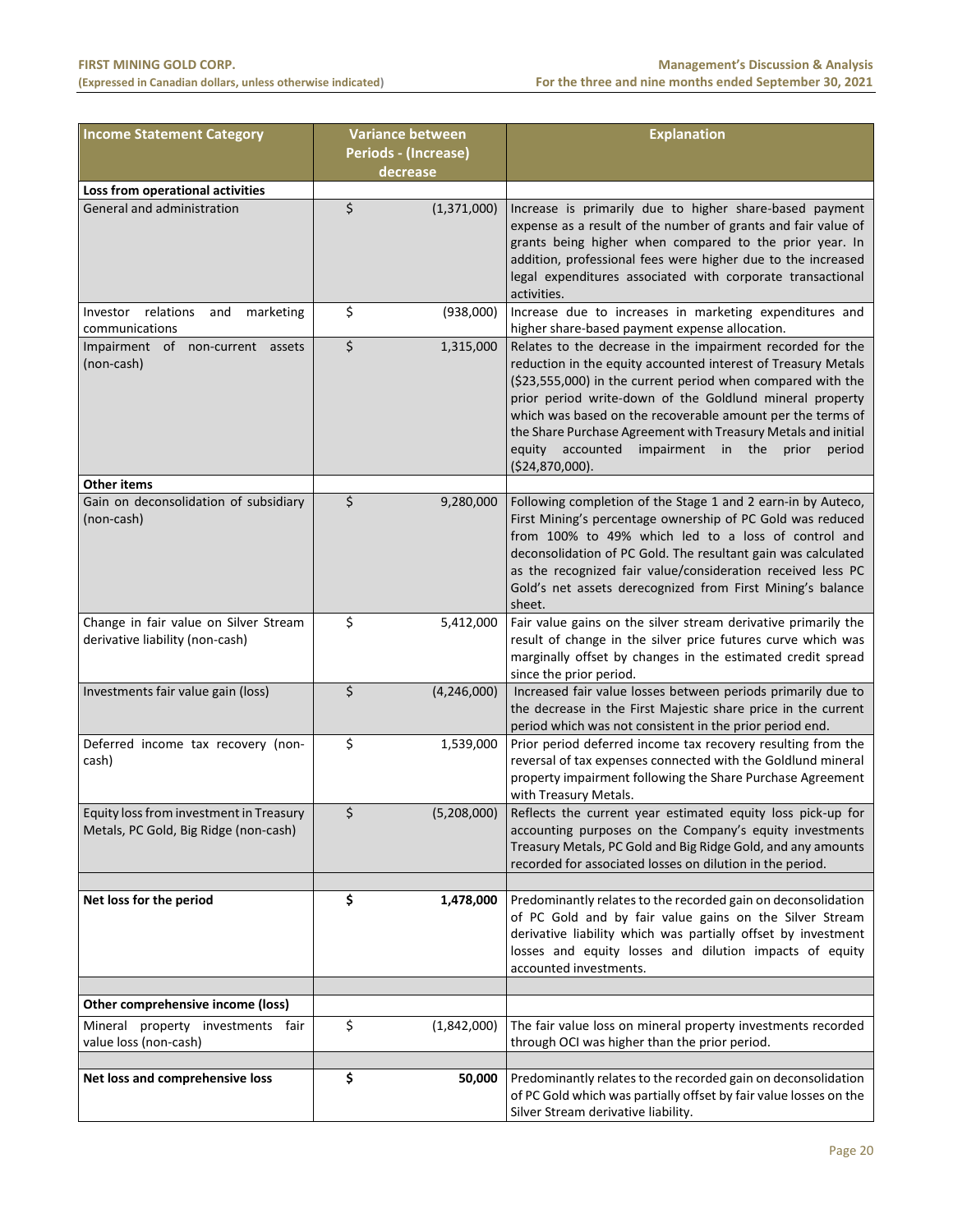| Income Statement Category | Variance between Periods - (Increase) decrease | Explanation |
|---|---|---|
| **Loss from operational activities** | | |
| General and administration | $ (1,371,000) | Increase is primarily due to higher share-based payment expense as a result of the number of grants and fair value of grants being higher when compared to the prior year. In addition, professional fees were higher due to the increased legal expenditures associated with corporate transactional activities. |
| Investor relations and marketing communications | $ (938,000) | Increase due to increases in marketing expenditures and higher share-based payment expense allocation. |
| Impairment of non-current assets (non-cash) | $ 1,315,000 | Relates to the decrease in the impairment recorded for the reduction in the equity accounted interest of Treasury Metals ($23,555,000) in the current period when compared with the prior period write-down of the Goldlund mineral property which was based on the recoverable amount per the terms of the Share Purchase Agreement with Treasury Metals and initial equity accounted impairment in the prior period ($24,870,000). |
| **Other items** | | |
| Gain on deconsolidation of subsidiary (non-cash) | $ 9,280,000 | Following completion of the Stage 1 and 2 earn-in by Auteco, First Mining's percentage ownership of PC Gold was reduced from 100% to 49% which led to a loss of control and deconsolidation of PC Gold. The resultant gain was calculated as the recognized fair value/consideration received less PC Gold's net assets derecognized from First Mining's balance sheet. |
| Change in fair value on Silver Stream derivative liability (non-cash) | $ 5,412,000 | Fair value gains on the silver stream derivative primarily the result of change in the silver price futures curve which was marginally offset by changes in the estimated credit spread since the prior period. |
| Investments fair value gain (loss) | $ (4,246,000) | Increased fair value losses between periods primarily due to the decrease in the First Majestic share price in the current period which was not consistent in the prior period end. |
| Deferred income tax recovery (non-cash) | $ 1,539,000 | Prior period deferred income tax recovery resulting from the reversal of tax expenses connected with the Goldlund mineral property impairment following the Share Purchase Agreement with Treasury Metals. |
| Equity loss from investment in Treasury Metals, PC Gold, Big Ridge (non-cash) | $ (5,208,000) | Reflects the current year estimated equity loss pick-up for accounting purposes on the Company's equity investments Treasury Metals, PC Gold and Big Ridge Gold, and any amounts recorded for associated losses on dilution in the period. |
| | | |
| **Net loss for the period** | **$ 1,478,000** | Predominantly relates to the recorded gain on deconsolidation of PC Gold and by fair value gains on the Silver Stream derivative liability which was partially offset by investment losses and equity losses and dilution impacts of equity accounted investments. |
| | | |
| **Other comprehensive income (loss)** | | |
| Mineral property investments fair value loss (non-cash) | $ (1,842,000) | The fair value loss on mineral property investments recorded through OCI was higher than the prior period. |
| | | |
| **Net loss and comprehensive loss** | **$ 50,000** | Predominantly relates to the recorded gain on deconsolidation of PC Gold which was partially offset by fair value losses on the Silver Stream derivative liability. |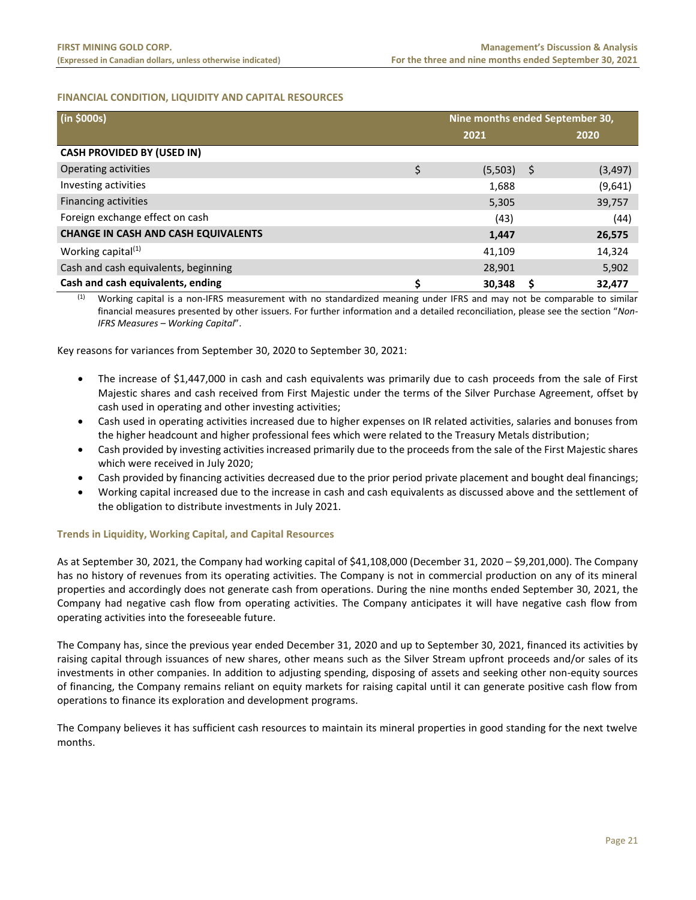## FINANCIAL CONDITION, LIQUIDITY AND CAPITAL RESOURCES

| (in $000s) | Nine months ended September 30, | |
|---|---|---|
| | 2021 | 2020 |
| **CASH PROVIDED BY (USED IN)** | | |
| Operating activities | $ (5,503) | $ (3,497) |
| Investing activities | 1,688 | (9,641) |
| Financing activities | 5,305 | 39,757 |
| Foreign exchange effect on cash | (43) | (44) |
| **CHANGE IN CASH AND CASH EQUIVALENTS** | **1,447** | **26,575** |
| Working capital[1] | 41,109 | 14,324 |
| Cash and cash equivalents, beginning | 28,901 | 5,902 |
| **Cash and cash equivalents, ending** | **$ 30,348** | **$ 32,477** |

[1] Working capital is a non-IFRS measurement with no standardized meaning under IFRS and may not be comparable to similar financial measures presented by other issuers. For further information and a detailed reconciliation, please see the section "*Non-IFRS Measures – Working Capital*".

Key reasons for variances from September 30, 2020 to September 30, 2021:

- The increase of $1,447,000 in cash and cash equivalents was primarily due to cash proceeds from the sale of First Majestic shares and cash received from First Majestic under the terms of the Silver Purchase Agreement, offset by cash used in operating and other investing activities;
- Cash used in operating activities increased due to higher expenses on IR related activities, salaries and bonuses from the higher headcount and higher professional fees which were related to the Treasury Metals distribution;
- Cash provided by investing activities increased primarily due to the proceeds from the sale of the First Majestic shares which were received in July 2020;
- Cash provided by financing activities decreased due to the prior period private placement and bought deal financings;
- Working capital increased due to the increase in cash and cash equivalents as discussed above and the settlement of the obligation to distribute investments in July 2021.

### Trends in Liquidity, Working Capital, and Capital Resources

As at September 30, 2021, the Company had working capital of $41,108,000 (December 31, 2020 – $9,201,000). The Company has no history of revenues from its operating activities. The Company is not in commercial production on any of its mineral properties and accordingly does not generate cash from operations. During the nine months ended September 30, 2021, the Company had negative cash flow from operating activities. The Company anticipates it will have negative cash flow from operating activities into the foreseeable future.

The Company has, since the previous year ended December 31, 2020 and up to September 30, 2021, financed its activities by raising capital through issuances of new shares, other means such as the Silver Stream upfront proceeds and/or sales of its investments in other companies. In addition to adjusting spending, disposing of assets and seeking other non-equity sources of financing, the Company remains reliant on equity markets for raising capital until it can generate positive cash flow from operations to finance its exploration and development programs.

The Company believes it has sufficient cash resources to maintain its mineral properties in good standing for the next twelve months.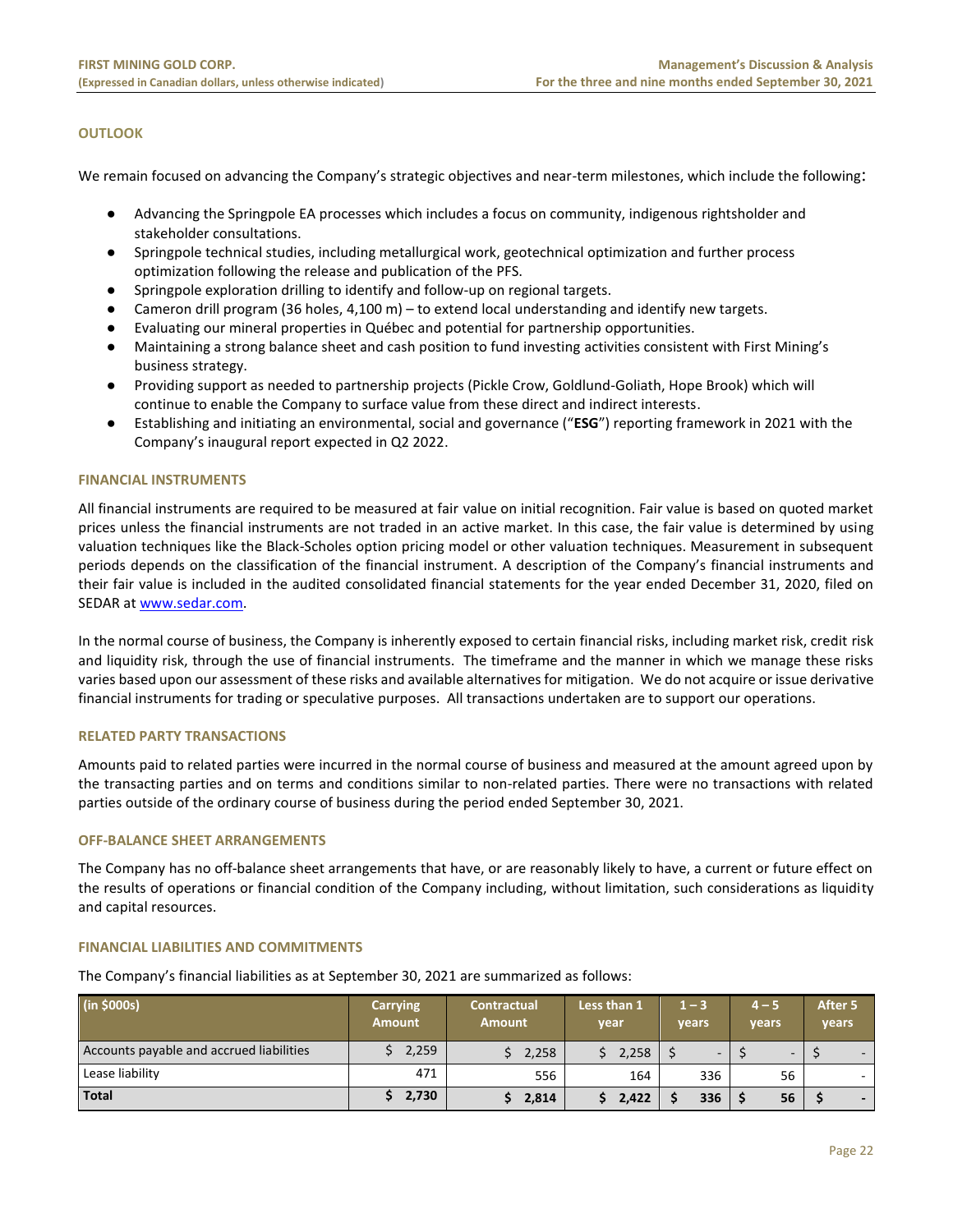## OUTLOOK

We remain focused on advancing the Company's strategic objectives and near-term milestones, which include the following:

- Advancing the Springpole EA processes which includes a focus on community, indigenous rightsholder and stakeholder consultations.
- Springpole technical studies, including metallurgical work, geotechnical optimization and further process optimization following the release and publication of the PFS.
- Springpole exploration drilling to identify and follow-up on regional targets.
- Cameron drill program (36 holes, 4,100 m) – to extend local understanding and identify new targets.
- Evaluating our mineral properties in Québec and potential for partnership opportunities.
- Maintaining a strong balance sheet and cash position to fund investing activities consistent with First Mining's business strategy.
- Providing support as needed to partnership projects (Pickle Crow, Goldlund-Goliath, Hope Brook) which will continue to enable the Company to surface value from these direct and indirect interests.
- Establishing and initiating an environmental, social and governance ("**ESG**") reporting framework in 2021 with the Company's inaugural report expected in Q2 2022.

## FINANCIAL INSTRUMENTS

All financial instruments are required to be measured at fair value on initial recognition. Fair value is based on quoted market prices unless the financial instruments are not traded in an active market. In this case, the fair value is determined by using valuation techniques like the Black-Scholes option pricing model or other valuation techniques. Measurement in subsequent periods depends on the classification of the financial instrument. A description of the Company's financial instruments and their fair value is included in the audited consolidated financial statements for the year ended December 31, 2020, filed on SEDAR at www.sedar.com.

In the normal course of business, the Company is inherently exposed to certain financial risks, including market risk, credit risk and liquidity risk, through the use of financial instruments. The timeframe and the manner in which we manage these risks varies based upon our assessment of these risks and available alternatives for mitigation. We do not acquire or issue derivative financial instruments for trading or speculative purposes. All transactions undertaken are to support our operations.

## RELATED PARTY TRANSACTIONS

Amounts paid to related parties were incurred in the normal course of business and measured at the amount agreed upon by the transacting parties and on terms and conditions similar to non-related parties. There were no transactions with related parties outside of the ordinary course of business during the period ended September 30, 2021.

## OFF-BALANCE SHEET ARRANGEMENTS

The Company has no off-balance sheet arrangements that have, or are reasonably likely to have, a current or future effect on the results of operations or financial condition of the Company including, without limitation, such considerations as liquidity and capital resources.

## FINANCIAL LIABILITIES AND COMMITMENTS

The Company's financial liabilities as at September 30, 2021 are summarized as follows:

| (in $000s) | Carrying Amount | Contractual Amount | Less than 1 year | 1 – 3 years | 4 – 5 years | After 5 years |
|---|---|---|---|---|---|---|
| Accounts payable and accrued liabilities | $ 2,259 | $ 2,258 | $ 2,258 | $ - | $ - | $ - |
| Lease liability | 471 | 556 | 164 | 336 | 56 | - |
| **Total** | **$ 2,730** | **$ 2,814** | **$ 2,422** | **$ 336** | **$ 56** | **$ -** |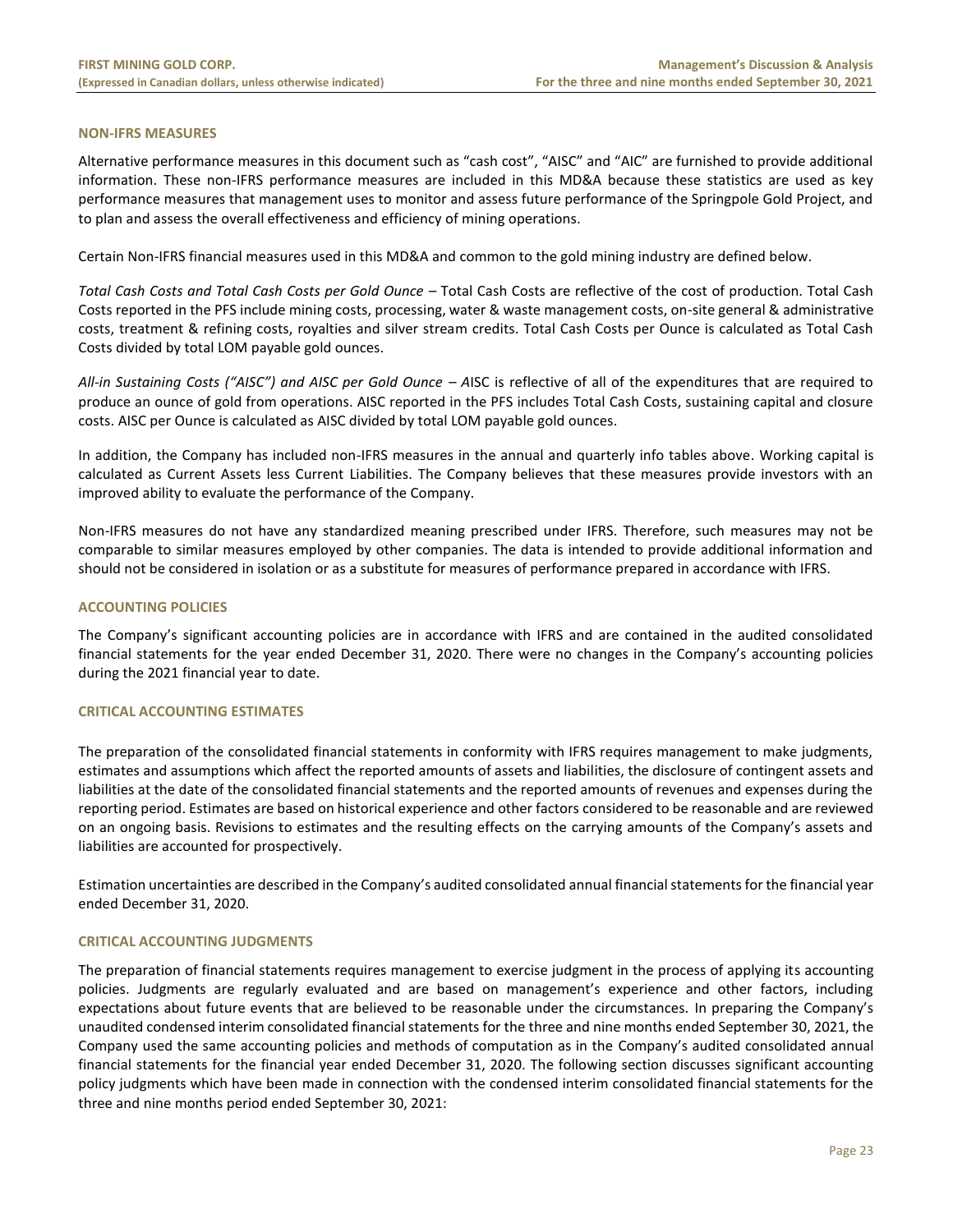## NON-IFRS MEASURES

Alternative performance measures in this document such as "cash cost", "AISC" and "AIC" are furnished to provide additional information. These non-IFRS performance measures are included in this MD&A because these statistics are used as key performance measures that management uses to monitor and assess future performance of the Springpole Gold Project, and to plan and assess the overall effectiveness and efficiency of mining operations.

Certain Non-IFRS financial measures used in this MD&A and common to the gold mining industry are defined below.

*Total Cash Costs and Total Cash Costs per Gold Ounce* – Total Cash Costs are reflective of the cost of production. Total Cash Costs reported in the PFS include mining costs, processing, water & waste management costs, on-site general & administrative costs, treatment & refining costs, royalties and silver stream credits. Total Cash Costs per Ounce is calculated as Total Cash Costs divided by total LOM payable gold ounces.

*All-in Sustaining Costs ("AISC") and AISC per Gold Ounce – A*ISC is reflective of all of the expenditures that are required to produce an ounce of gold from operations. AISC reported in the PFS includes Total Cash Costs, sustaining capital and closure costs. AISC per Ounce is calculated as AISC divided by total LOM payable gold ounces.

In addition, the Company has included non-IFRS measures in the annual and quarterly info tables above. Working capital is calculated as Current Assets less Current Liabilities. The Company believes that these measures provide investors with an improved ability to evaluate the performance of the Company.

Non-IFRS measures do not have any standardized meaning prescribed under IFRS. Therefore, such measures may not be comparable to similar measures employed by other companies. The data is intended to provide additional information and should not be considered in isolation or as a substitute for measures of performance prepared in accordance with IFRS.

## ACCOUNTING POLICIES

The Company's significant accounting policies are in accordance with IFRS and are contained in the audited consolidated financial statements for the year ended December 31, 2020. There were no changes in the Company's accounting policies during the 2021 financial year to date.

## CRITICAL ACCOUNTING ESTIMATES

The preparation of the consolidated financial statements in conformity with IFRS requires management to make judgments, estimates and assumptions which affect the reported amounts of assets and liabilities, the disclosure of contingent assets and liabilities at the date of the consolidated financial statements and the reported amounts of revenues and expenses during the reporting period. Estimates are based on historical experience and other factors considered to be reasonable and are reviewed on an ongoing basis. Revisions to estimates and the resulting effects on the carrying amounts of the Company's assets and liabilities are accounted for prospectively.

Estimation uncertainties are described in the Company's audited consolidated annual financial statements for the financial year ended December 31, 2020.

## CRITICAL ACCOUNTING JUDGMENTS

The preparation of financial statements requires management to exercise judgment in the process of applying its accounting policies. Judgments are regularly evaluated and are based on management's experience and other factors, including expectations about future events that are believed to be reasonable under the circumstances. In preparing the Company's unaudited condensed interim consolidated financial statements for the three and nine months ended September 30, 2021, the Company used the same accounting policies and methods of computation as in the Company's audited consolidated annual financial statements for the financial year ended December 31, 2020. The following section discusses significant accounting policy judgments which have been made in connection with the condensed interim consolidated financial statements for the three and nine months period ended September 30, 2021: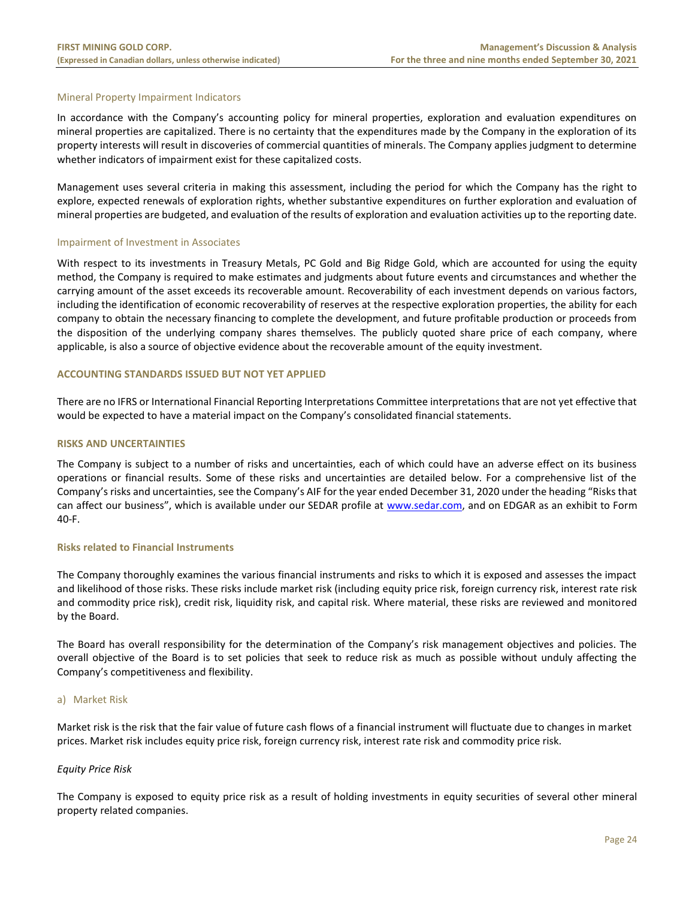### Mineral Property Impairment Indicators

In accordance with the Company's accounting policy for mineral properties, exploration and evaluation expenditures on mineral properties are capitalized. There is no certainty that the expenditures made by the Company in the exploration of its property interests will result in discoveries of commercial quantities of minerals. The Company applies judgment to determine whether indicators of impairment exist for these capitalized costs.

Management uses several criteria in making this assessment, including the period for which the Company has the right to explore, expected renewals of exploration rights, whether substantive expenditures on further exploration and evaluation of mineral properties are budgeted, and evaluation of the results of exploration and evaluation activities up to the reporting date.

### Impairment of Investment in Associates

With respect to its investments in Treasury Metals, PC Gold and Big Ridge Gold, which are accounted for using the equity method, the Company is required to make estimates and judgments about future events and circumstances and whether the carrying amount of the asset exceeds its recoverable amount. Recoverability of each investment depends on various factors, including the identification of economic recoverability of reserves at the respective exploration properties, the ability for each company to obtain the necessary financing to complete the development, and future profitable production or proceeds from the disposition of the underlying company shares themselves. The publicly quoted share price of each company, where applicable, is also a source of objective evidence about the recoverable amount of the equity investment.

## ACCOUNTING STANDARDS ISSUED BUT NOT YET APPLIED

There are no IFRS or International Financial Reporting Interpretations Committee interpretations that are not yet effective that would be expected to have a material impact on the Company's consolidated financial statements.

## RISKS AND UNCERTAINTIES

The Company is subject to a number of risks and uncertainties, each of which could have an adverse effect on its business operations or financial results. Some of these risks and uncertainties are detailed below. For a comprehensive list of the Company's risks and uncertainties, see the Company's AIF for the year ended December 31, 2020 under the heading "Risks that can affect our business", which is available under our SEDAR profile at www.sedar.com, and on EDGAR as an exhibit to Form 40-F.

### Risks related to Financial Instruments

The Company thoroughly examines the various financial instruments and risks to which it is exposed and assesses the impact and likelihood of those risks. These risks include market risk (including equity price risk, foreign currency risk, interest rate risk and commodity price risk), credit risk, liquidity risk, and capital risk. Where material, these risks are reviewed and monitored by the Board.

The Board has overall responsibility for the determination of the Company's risk management objectives and policies. The overall objective of the Board is to set policies that seek to reduce risk as much as possible without unduly affecting the Company's competitiveness and flexibility.

#### a) Market Risk

Market risk is the risk that the fair value of future cash flows of a financial instrument will fluctuate due to changes in market prices. Market risk includes equity price risk, foreign currency risk, interest rate risk and commodity price risk.

*Equity Price Risk*

The Company is exposed to equity price risk as a result of holding investments in equity securities of several other mineral property related companies.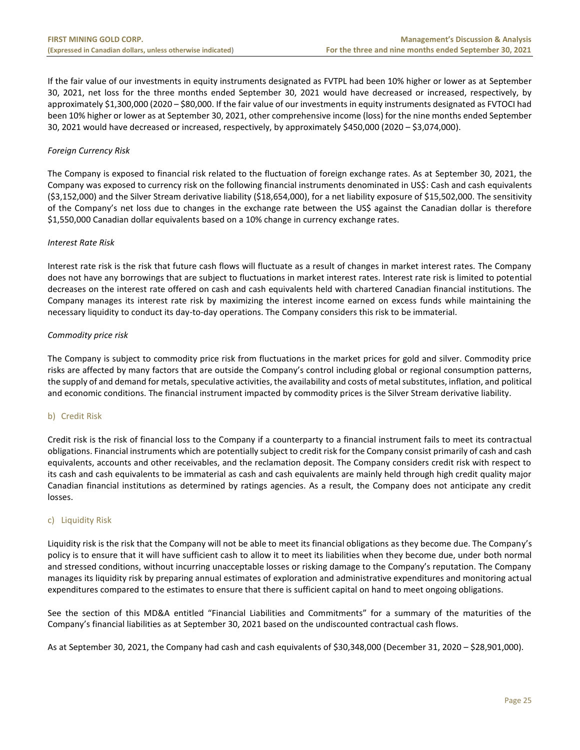If the fair value of our investments in equity instruments designated as FVTPL had been 10% higher or lower as at September 30, 2021, net loss for the three months ended September 30, 2021 would have decreased or increased, respectively, by approximately $1,300,000 (2020 – $80,000. If the fair value of our investments in equity instruments designated as FVTOCI had been 10% higher or lower as at September 30, 2021, other comprehensive income (loss) for the nine months ended September 30, 2021 would have decreased or increased, respectively, by approximately $450,000 (2020 – $3,074,000).

*Foreign Currency Risk*

The Company is exposed to financial risk related to the fluctuation of foreign exchange rates. As at September 30, 2021, the Company was exposed to currency risk on the following financial instruments denominated in US$: Cash and cash equivalents ($3,152,000) and the Silver Stream derivative liability ($18,654,000), for a net liability exposure of $15,502,000. The sensitivity of the Company's net loss due to changes in the exchange rate between the US$ against the Canadian dollar is therefore $1,550,000 Canadian dollar equivalents based on a 10% change in currency exchange rates.

*Interest Rate Risk*

Interest rate risk is the risk that future cash flows will fluctuate as a result of changes in market interest rates. The Company does not have any borrowings that are subject to fluctuations in market interest rates. Interest rate risk is limited to potential decreases on the interest rate offered on cash and cash equivalents held with chartered Canadian financial institutions. The Company manages its interest rate risk by maximizing the interest income earned on excess funds while maintaining the necessary liquidity to conduct its day-to-day operations. The Company considers this risk to be immaterial.

*Commodity price risk*

The Company is subject to commodity price risk from fluctuations in the market prices for gold and silver. Commodity price risks are affected by many factors that are outside the Company's control including global or regional consumption patterns, the supply of and demand for metals, speculative activities, the availability and costs of metal substitutes, inflation, and political and economic conditions. The financial instrument impacted by commodity prices is the Silver Stream derivative liability.

### b) Credit Risk

Credit risk is the risk of financial loss to the Company if a counterparty to a financial instrument fails to meet its contractual obligations. Financial instruments which are potentially subject to credit risk for the Company consist primarily of cash and cash equivalents, accounts and other receivables, and the reclamation deposit. The Company considers credit risk with respect to its cash and cash equivalents to be immaterial as cash and cash equivalents are mainly held through high credit quality major Canadian financial institutions as determined by ratings agencies. As a result, the Company does not anticipate any credit losses.

### c) Liquidity Risk

Liquidity risk is the risk that the Company will not be able to meet its financial obligations as they become due. The Company's policy is to ensure that it will have sufficient cash to allow it to meet its liabilities when they become due, under both normal and stressed conditions, without incurring unacceptable losses or risking damage to the Company's reputation. The Company manages its liquidity risk by preparing annual estimates of exploration and administrative expenditures and monitoring actual expenditures compared to the estimates to ensure that there is sufficient capital on hand to meet ongoing obligations.

See the section of this MD&A entitled "Financial Liabilities and Commitments" for a summary of the maturities of the Company's financial liabilities as at September 30, 2021 based on the undiscounted contractual cash flows.

As at September 30, 2021, the Company had cash and cash equivalents of $30,348,000 (December 31, 2020 – $28,901,000).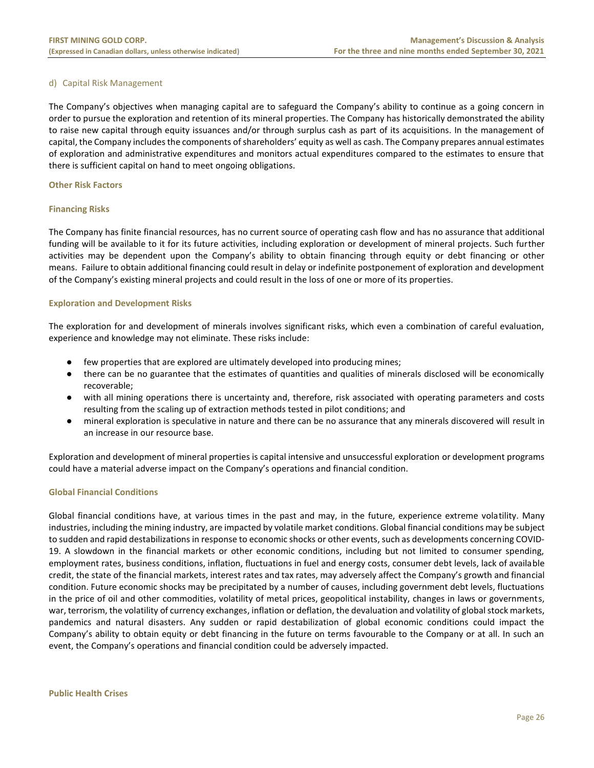### d) Capital Risk Management

The Company's objectives when managing capital are to safeguard the Company's ability to continue as a going concern in order to pursue the exploration and retention of its mineral properties. The Company has historically demonstrated the ability to raise new capital through equity issuances and/or through surplus cash as part of its acquisitions. In the management of capital, the Company includes the components of shareholders' equity as well as cash. The Company prepares annual estimates of exploration and administrative expenditures and monitors actual expenditures compared to the estimates to ensure that there is sufficient capital on hand to meet ongoing obligations.

## Other Risk Factors

### Financing Risks

The Company has finite financial resources, has no current source of operating cash flow and has no assurance that additional funding will be available to it for its future activities, including exploration or development of mineral projects. Such further activities may be dependent upon the Company's ability to obtain financing through equity or debt financing or other means. Failure to obtain additional financing could result in delay or indefinite postponement of exploration and development of the Company's existing mineral projects and could result in the loss of one or more of its properties.

### Exploration and Development Risks

The exploration for and development of minerals involves significant risks, which even a combination of careful evaluation, experience and knowledge may not eliminate. These risks include:

- few properties that are explored are ultimately developed into producing mines;
- there can be no guarantee that the estimates of quantities and qualities of minerals disclosed will be economically recoverable;
- with all mining operations there is uncertainty and, therefore, risk associated with operating parameters and costs resulting from the scaling up of extraction methods tested in pilot conditions; and
- mineral exploration is speculative in nature and there can be no assurance that any minerals discovered will result in an increase in our resource base.

Exploration and development of mineral properties is capital intensive and unsuccessful exploration or development programs could have a material adverse impact on the Company's operations and financial condition.

### Global Financial Conditions

Global financial conditions have, at various times in the past and may, in the future, experience extreme volatility. Many industries, including the mining industry, are impacted by volatile market conditions. Global financial conditions may be subject to sudden and rapid destabilizations in response to economic shocks or other events, such as developments concerning COVID-19. A slowdown in the financial markets or other economic conditions, including but not limited to consumer spending, employment rates, business conditions, inflation, fluctuations in fuel and energy costs, consumer debt levels, lack of available credit, the state of the financial markets, interest rates and tax rates, may adversely affect the Company's growth and financial condition. Future economic shocks may be precipitated by a number of causes, including government debt levels, fluctuations in the price of oil and other commodities, volatility of metal prices, geopolitical instability, changes in laws or governments, war, terrorism, the volatility of currency exchanges, inflation or deflation, the devaluation and volatility of global stock markets, pandemics and natural disasters. Any sudden or rapid destabilization of global economic conditions could impact the Company's ability to obtain equity or debt financing in the future on terms favourable to the Company or at all. In such an event, the Company's operations and financial condition could be adversely impacted.

### Public Health Crises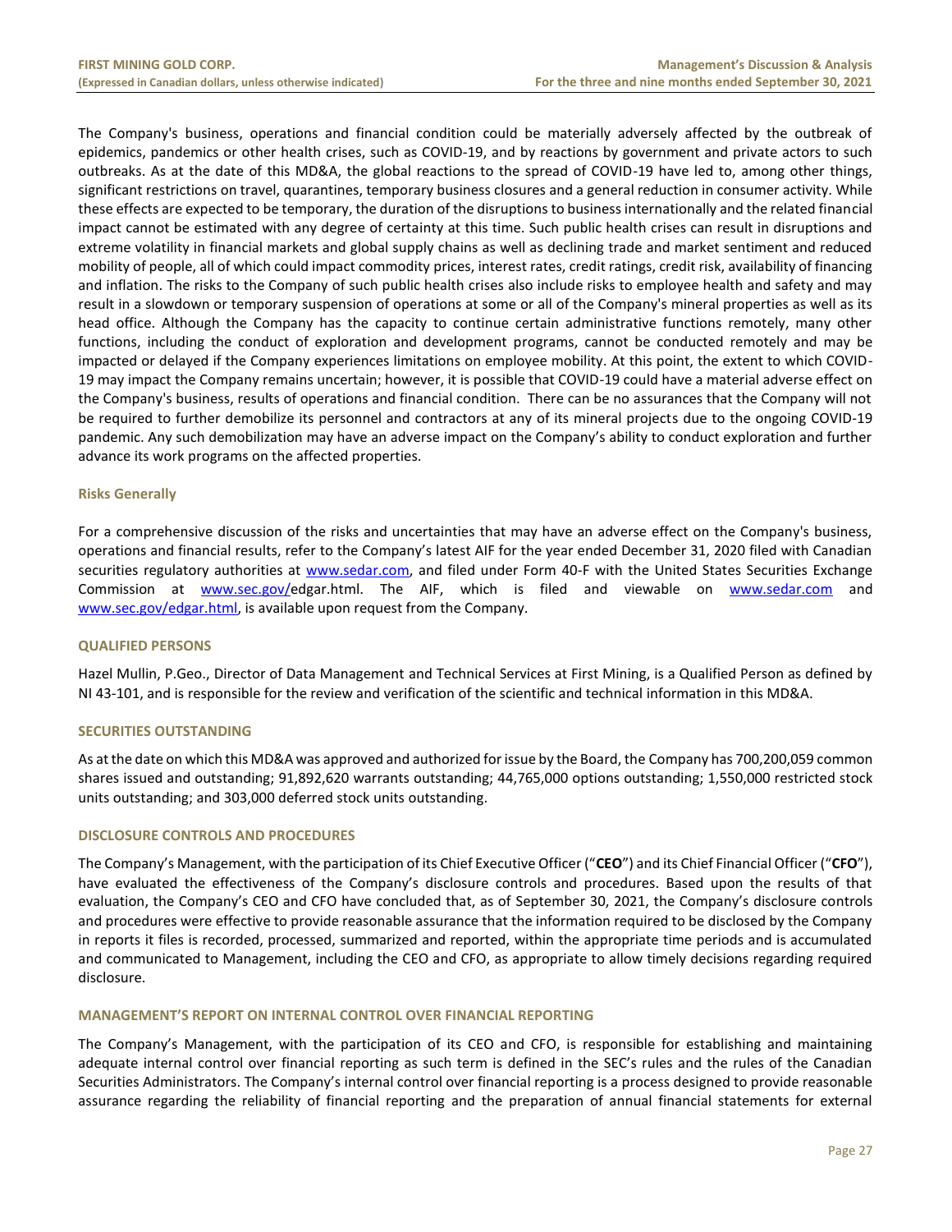The Company's business, operations and financial condition could be materially adversely affected by the outbreak of epidemics, pandemics or other health crises, such as COVID-19, and by reactions by government and private actors to such outbreaks. As at the date of this MD&A, the global reactions to the spread of COVID-19 have led to, among other things, significant restrictions on travel, quarantines, temporary business closures and a general reduction in consumer activity. While these effects are expected to be temporary, the duration of the disruptions to business internationally and the related financial impact cannot be estimated with any degree of certainty at this time. Such public health crises can result in disruptions and extreme volatility in financial markets and global supply chains as well as declining trade and market sentiment and reduced mobility of people, all of which could impact commodity prices, interest rates, credit ratings, credit risk, availability of financing and inflation. The risks to the Company of such public health crises also include risks to employee health and safety and may result in a slowdown or temporary suspension of operations at some or all of the Company's mineral properties as well as its head office. Although the Company has the capacity to continue certain administrative functions remotely, many other functions, including the conduct of exploration and development programs, cannot be conducted remotely and may be impacted or delayed if the Company experiences limitations on employee mobility. At this point, the extent to which COVID-19 may impact the Company remains uncertain; however, it is possible that COVID-19 could have a material adverse effect on the Company's business, results of operations and financial condition. There can be no assurances that the Company will not be required to further demobilize its personnel and contractors at any of its mineral projects due to the ongoing COVID-19 pandemic. Any such demobilization may have an adverse impact on the Company's ability to conduct exploration and further advance its work programs on the affected properties.

### Risks Generally

For a comprehensive discussion of the risks and uncertainties that may have an adverse effect on the Company's business, operations and financial results, refer to the Company's latest AIF for the year ended December 31, 2020 filed with Canadian securities regulatory authorities at www.sedar.com, and filed under Form 40-F with the United States Securities Exchange Commission at www.sec.gov/edgar.html. The AIF, which is filed and viewable on www.sedar.com and www.sec.gov/edgar.html, is available upon request from the Company.

## QUALIFIED PERSONS

Hazel Mullin, P.Geo., Director of Data Management and Technical Services at First Mining, is a Qualified Person as defined by NI 43-101, and is responsible for the review and verification of the scientific and technical information in this MD&A.

## SECURITIES OUTSTANDING

As at the date on which this MD&A was approved and authorized for issue by the Board, the Company has 700,200,059 common shares issued and outstanding; 91,892,620 warrants outstanding; 44,765,000 options outstanding; 1,550,000 restricted stock units outstanding; and 303,000 deferred stock units outstanding.

## DISCLOSURE CONTROLS AND PROCEDURES

The Company's Management, with the participation of its Chief Executive Officer ("**CEO**") and its Chief Financial Officer ("**CFO**"), have evaluated the effectiveness of the Company's disclosure controls and procedures. Based upon the results of that evaluation, the Company's CEO and CFO have concluded that, as of September 30, 2021, the Company's disclosure controls and procedures were effective to provide reasonable assurance that the information required to be disclosed by the Company in reports it files is recorded, processed, summarized and reported, within the appropriate time periods and is accumulated and communicated to Management, including the CEO and CFO, as appropriate to allow timely decisions regarding required disclosure.

## MANAGEMENT'S REPORT ON INTERNAL CONTROL OVER FINANCIAL REPORTING

The Company's Management, with the participation of its CEO and CFO, is responsible for establishing and maintaining adequate internal control over financial reporting as such term is defined in the SEC's rules and the rules of the Canadian Securities Administrators. The Company's internal control over financial reporting is a process designed to provide reasonable assurance regarding the reliability of financial reporting and the preparation of annual financial statements for external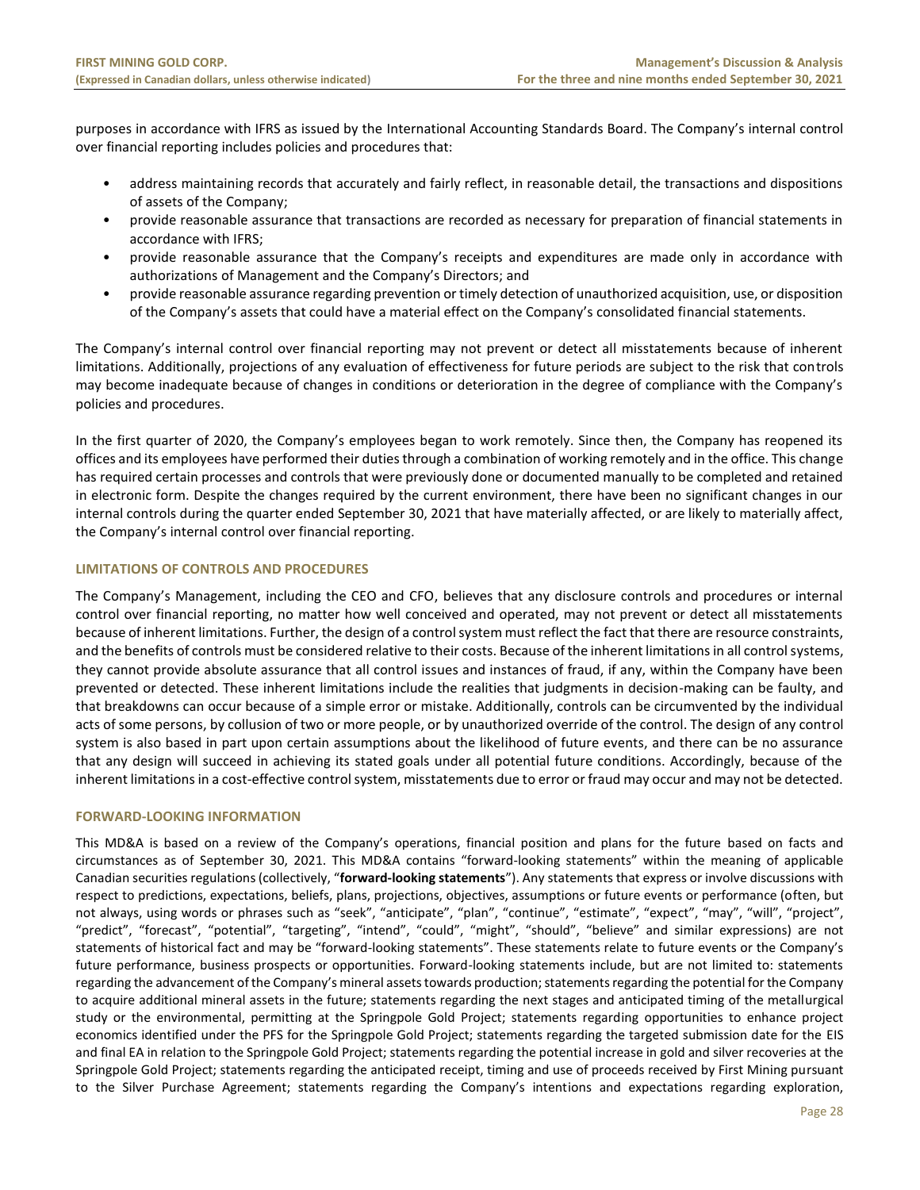purposes in accordance with IFRS as issued by the International Accounting Standards Board. The Company's internal control over financial reporting includes policies and procedures that:

- address maintaining records that accurately and fairly reflect, in reasonable detail, the transactions and dispositions of assets of the Company;
- provide reasonable assurance that transactions are recorded as necessary for preparation of financial statements in accordance with IFRS;
- provide reasonable assurance that the Company's receipts and expenditures are made only in accordance with authorizations of Management and the Company's Directors; and
- provide reasonable assurance regarding prevention or timely detection of unauthorized acquisition, use, or disposition of the Company's assets that could have a material effect on the Company's consolidated financial statements.

The Company's internal control over financial reporting may not prevent or detect all misstatements because of inherent limitations. Additionally, projections of any evaluation of effectiveness for future periods are subject to the risk that controls may become inadequate because of changes in conditions or deterioration in the degree of compliance with the Company's policies and procedures.

In the first quarter of 2020, the Company's employees began to work remotely. Since then, the Company has reopened its offices and its employees have performed their duties through a combination of working remotely and in the office. This change has required certain processes and controls that were previously done or documented manually to be completed and retained in electronic form. Despite the changes required by the current environment, there have been no significant changes in our internal controls during the quarter ended September 30, 2021 that have materially affected, or are likely to materially affect, the Company's internal control over financial reporting.

## LIMITATIONS OF CONTROLS AND PROCEDURES

The Company's Management, including the CEO and CFO, believes that any disclosure controls and procedures or internal control over financial reporting, no matter how well conceived and operated, may not prevent or detect all misstatements because of inherent limitations. Further, the design of a control system must reflect the fact that there are resource constraints, and the benefits of controls must be considered relative to their costs. Because of the inherent limitations in all control systems, they cannot provide absolute assurance that all control issues and instances of fraud, if any, within the Company have been prevented or detected. These inherent limitations include the realities that judgments in decision-making can be faulty, and that breakdowns can occur because of a simple error or mistake. Additionally, controls can be circumvented by the individual acts of some persons, by collusion of two or more people, or by unauthorized override of the control. The design of any control system is also based in part upon certain assumptions about the likelihood of future events, and there can be no assurance that any design will succeed in achieving its stated goals under all potential future conditions. Accordingly, because of the inherent limitations in a cost-effective control system, misstatements due to error or fraud may occur and may not be detected.

## FORWARD-LOOKING INFORMATION

This MD&A is based on a review of the Company's operations, financial position and plans for the future based on facts and circumstances as of September 30, 2021. This MD&A contains "forward-looking statements" within the meaning of applicable Canadian securities regulations (collectively, "**forward-looking statements**"). Any statements that express or involve discussions with respect to predictions, expectations, beliefs, plans, projections, objectives, assumptions or future events or performance (often, but not always, using words or phrases such as "seek", "anticipate", "plan", "continue", "estimate", "expect", "may", "will", "project", "predict", "forecast", "potential", "targeting", "intend", "could", "might", "should", "believe" and similar expressions) are not statements of historical fact and may be "forward-looking statements". These statements relate to future events or the Company's future performance, business prospects or opportunities. Forward-looking statements include, but are not limited to: statements regarding the advancement of the Company's mineral assets towards production; statements regarding the potential for the Company to acquire additional mineral assets in the future; statements regarding the next stages and anticipated timing of the metallurgical study or the environmental, permitting at the Springpole Gold Project; statements regarding opportunities to enhance project economics identified under the PFS for the Springpole Gold Project; statements regarding the targeted submission date for the EIS and final EA in relation to the Springpole Gold Project; statements regarding the potential increase in gold and silver recoveries at the Springpole Gold Project; statements regarding the anticipated receipt, timing and use of proceeds received by First Mining pursuant to the Silver Purchase Agreement; statements regarding the Company's intentions and expectations regarding exploration,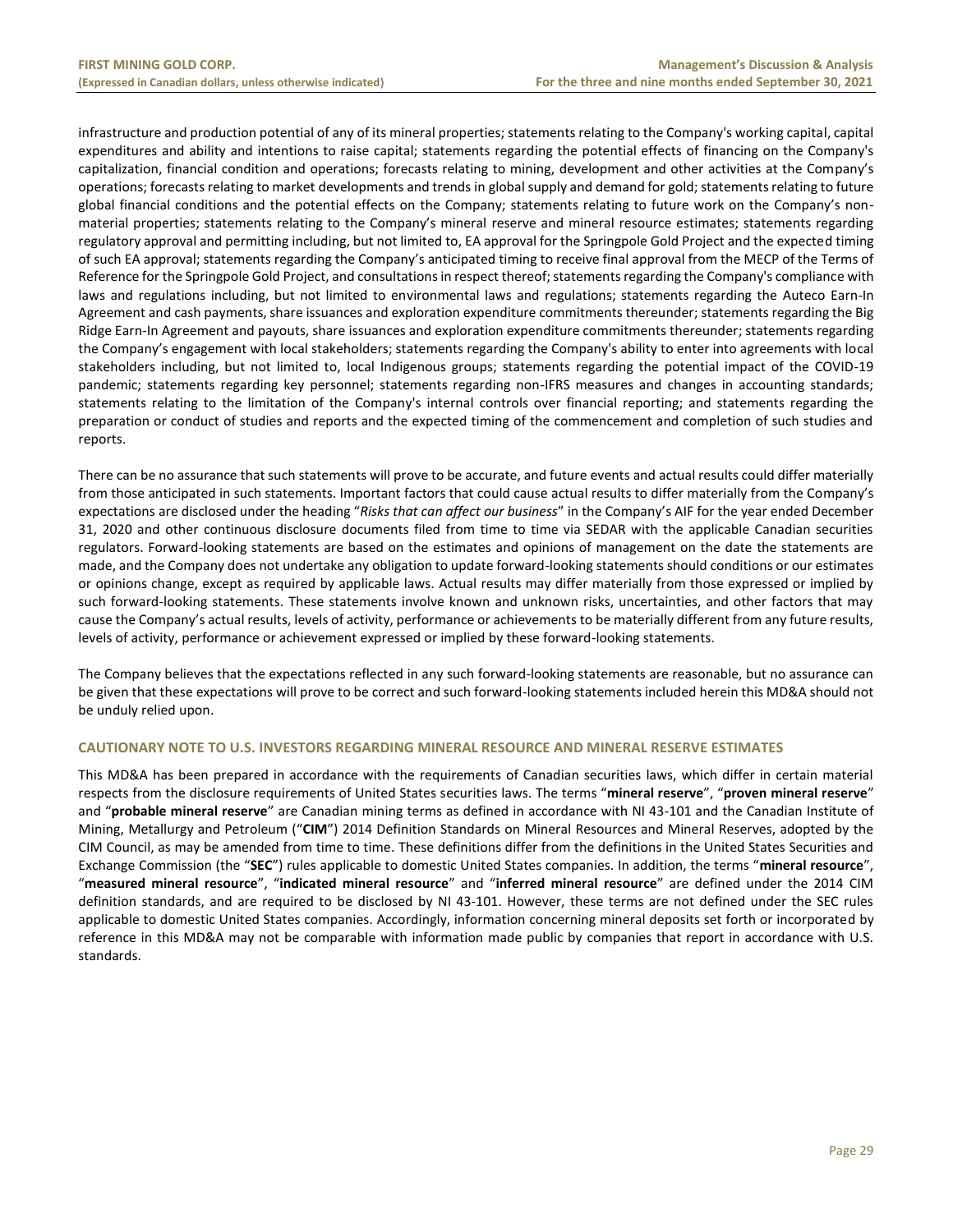infrastructure and production potential of any of its mineral properties; statements relating to the Company's working capital, capital expenditures and ability and intentions to raise capital; statements regarding the potential effects of financing on the Company's capitalization, financial condition and operations; forecasts relating to mining, development and other activities at the Company's operations; forecasts relating to market developments and trends in global supply and demand for gold; statements relating to future global financial conditions and the potential effects on the Company; statements relating to future work on the Company's non-material properties; statements relating to the Company's mineral reserve and mineral resource estimates; statements regarding regulatory approval and permitting including, but not limited to, EA approval for the Springpole Gold Project and the expected timing of such EA approval; statements regarding the Company's anticipated timing to receive final approval from the MECP of the Terms of Reference for the Springpole Gold Project, and consultations in respect thereof; statements regarding the Company's compliance with laws and regulations including, but not limited to environmental laws and regulations; statements regarding the Auteco Earn-In Agreement and cash payments, share issuances and exploration expenditure commitments thereunder; statements regarding the Big Ridge Earn-In Agreement and payouts, share issuances and exploration expenditure commitments thereunder; statements regarding the Company's engagement with local stakeholders; statements regarding the Company's ability to enter into agreements with local stakeholders including, but not limited to, local Indigenous groups; statements regarding the potential impact of the COVID-19 pandemic; statements regarding key personnel; statements regarding non-IFRS measures and changes in accounting standards; statements relating to the limitation of the Company's internal controls over financial reporting; and statements regarding the preparation or conduct of studies and reports and the expected timing of the commencement and completion of such studies and reports.

There can be no assurance that such statements will prove to be accurate, and future events and actual results could differ materially from those anticipated in such statements. Important factors that could cause actual results to differ materially from the Company's expectations are disclosed under the heading "*Risks that can affect our business*" in the Company's AIF for the year ended December 31, 2020 and other continuous disclosure documents filed from time to time via SEDAR with the applicable Canadian securities regulators. Forward-looking statements are based on the estimates and opinions of management on the date the statements are made, and the Company does not undertake any obligation to update forward-looking statements should conditions or our estimates or opinions change, except as required by applicable laws. Actual results may differ materially from those expressed or implied by such forward-looking statements. These statements involve known and unknown risks, uncertainties, and other factors that may cause the Company's actual results, levels of activity, performance or achievements to be materially different from any future results, levels of activity, performance or achievement expressed or implied by these forward-looking statements.

The Company believes that the expectations reflected in any such forward-looking statements are reasonable, but no assurance can be given that these expectations will prove to be correct and such forward-looking statements included herein this MD&A should not be unduly relied upon.

## CAUTIONARY NOTE TO U.S. INVESTORS REGARDING MINERAL RESOURCE AND MINERAL RESERVE ESTIMATES

This MD&A has been prepared in accordance with the requirements of Canadian securities laws, which differ in certain material respects from the disclosure requirements of United States securities laws. The terms "**mineral reserve**", "**proven mineral reserve**" and "**probable mineral reserve**" are Canadian mining terms as defined in accordance with NI 43-101 and the Canadian Institute of Mining, Metallurgy and Petroleum ("**CIM**") 2014 Definition Standards on Mineral Resources and Mineral Reserves, adopted by the CIM Council, as may be amended from time to time. These definitions differ from the definitions in the United States Securities and Exchange Commission (the "**SEC**") rules applicable to domestic United States companies. In addition, the terms "**mineral resource**", "**measured mineral resource**", "**indicated mineral resource**" and "**inferred mineral resource**" are defined under the 2014 CIM definition standards, and are required to be disclosed by NI 43-101. However, these terms are not defined under the SEC rules applicable to domestic United States companies. Accordingly, information concerning mineral deposits set forth or incorporated by reference in this MD&A may not be comparable with information made public by companies that report in accordance with U.S. standards.